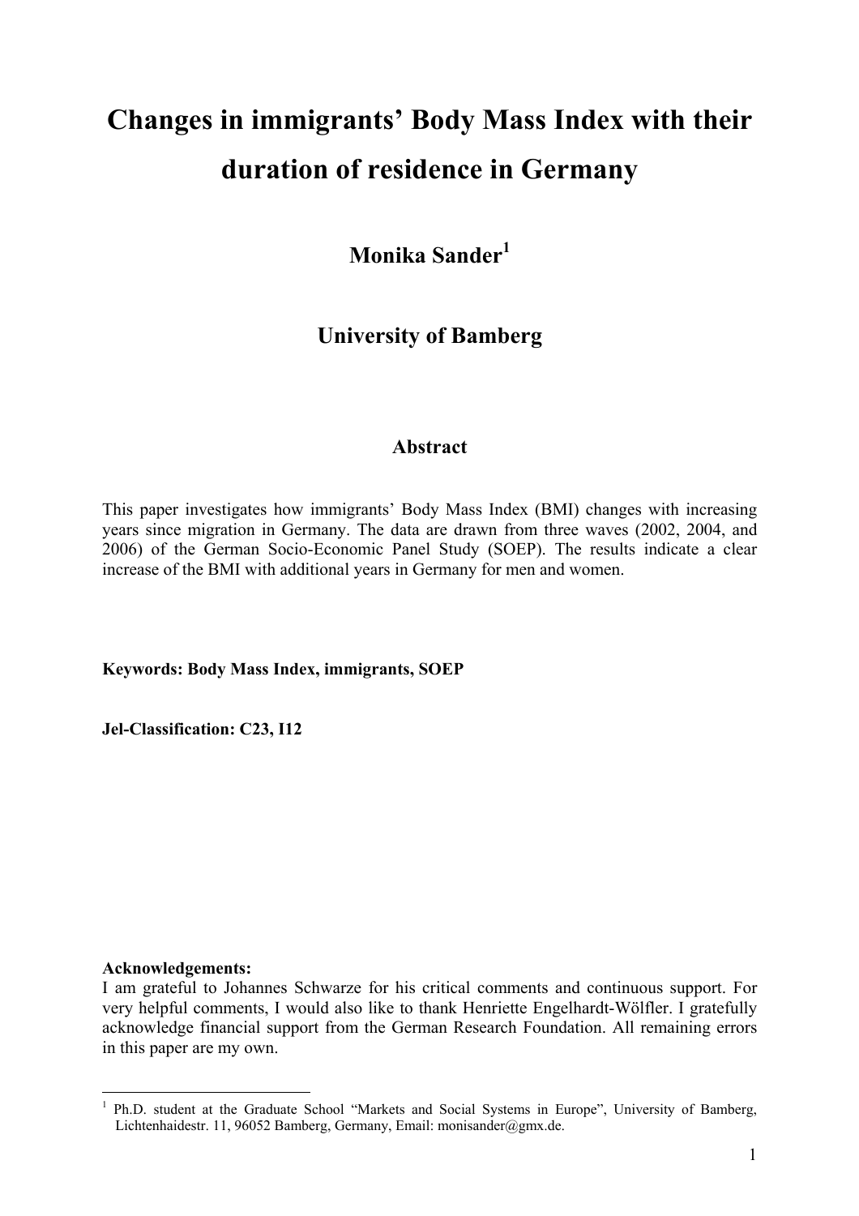# Changes in immigrants' Body Mass Index with their duration of residence in Germany

**Monika Sander[1]**

**University of Bamberg**

## Abstract

This paper investigates how immigrants' Body Mass Index (BMI) changes with increasing years since migration in Germany. The data are drawn from three waves (2002, 2004, and 2006) of the German Socio-Economic Panel Study (SOEP). The results indicate a clear increase of the BMI with additional years in Germany for men and women.

**Keywords: Body Mass Index, immigrants, SOEP**

**Jel-Classification: C23, I12**

**Acknowledgements:**
I am grateful to Johannes Schwarze for his critical comments and continuous support. For very helpful comments, I would also like to thank Henriette Engelhardt-Wölfler. I gratefully acknowledge financial support from the German Research Foundation. All remaining errors in this paper are my own.

---

[1] Ph.D. student at the Graduate School "Markets and Social Systems in Europe", University of Bamberg, Lichtenhaidestr. 11, 96052 Bamberg, Germany, Email: monisander@gmx.de.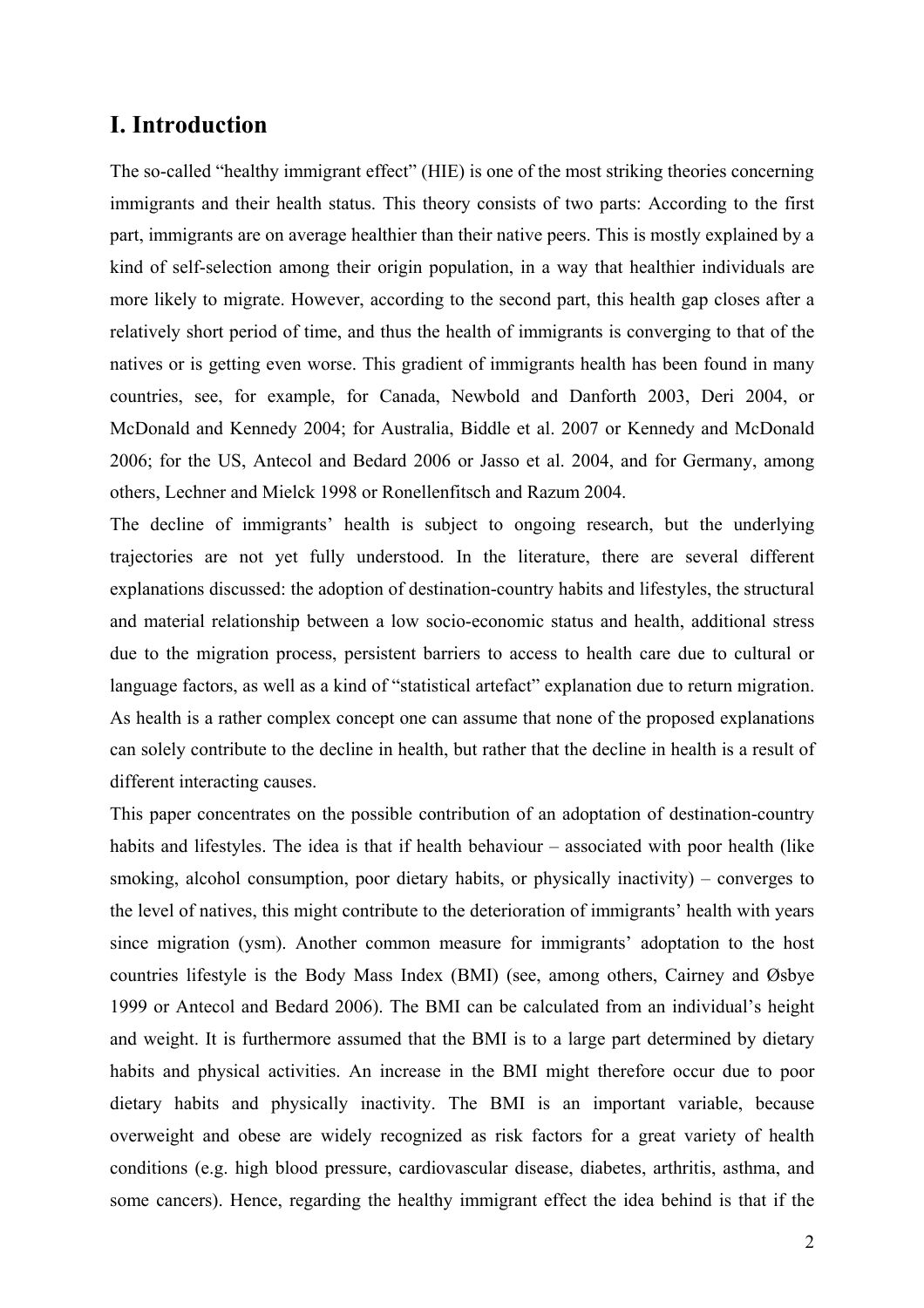# I. Introduction

The so-called "healthy immigrant effect" (HIE) is one of the most striking theories concerning immigrants and their health status. This theory consists of two parts: According to the first part, immigrants are on average healthier than their native peers. This is mostly explained by a kind of self-selection among their origin population, in a way that healthier individuals are more likely to migrate. However, according to the second part, this health gap closes after a relatively short period of time, and thus the health of immigrants is converging to that of the natives or is getting even worse. This gradient of immigrants health has been found in many countries, see, for example, for Canada, Newbold and Danforth 2003, Deri 2004, or McDonald and Kennedy 2004; for Australia, Biddle et al. 2007 or Kennedy and McDonald 2006; for the US, Antecol and Bedard 2006 or Jasso et al. 2004, and for Germany, among others, Lechner and Mielck 1998 or Ronellenfitsch and Razum 2004.

The decline of immigrants' health is subject to ongoing research, but the underlying trajectories are not yet fully understood. In the literature, there are several different explanations discussed: the adoption of destination-country habits and lifestyles, the structural and material relationship between a low socio-economic status and health, additional stress due to the migration process, persistent barriers to access to health care due to cultural or language factors, as well as a kind of "statistical artefact" explanation due to return migration. As health is a rather complex concept one can assume that none of the proposed explanations can solely contribute to the decline in health, but rather that the decline in health is a result of different interacting causes.

This paper concentrates on the possible contribution of an adoptation of destination-country habits and lifestyles. The idea is that if health behaviour – associated with poor health (like smoking, alcohol consumption, poor dietary habits, or physically inactivity) – converges to the level of natives, this might contribute to the deterioration of immigrants' health with years since migration (ysm). Another common measure for immigrants' adoptation to the host countries lifestyle is the Body Mass Index (BMI) (see, among others, Cairney and Øsbye 1999 or Antecol and Bedard 2006). The BMI can be calculated from an individual's height and weight. It is furthermore assumed that the BMI is to a large part determined by dietary habits and physical activities. An increase in the BMI might therefore occur due to poor dietary habits and physically inactivity. The BMI is an important variable, because overweight and obese are widely recognized as risk factors for a great variety of health conditions (e.g. high blood pressure, cardiovascular disease, diabetes, arthritis, asthma, and some cancers). Hence, regarding the healthy immigrant effect the idea behind is that if the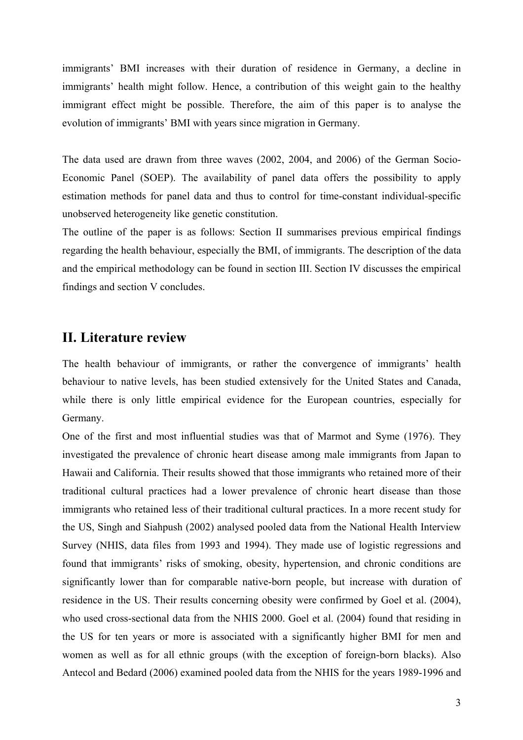immigrants' BMI increases with their duration of residence in Germany, a decline in immigrants' health might follow. Hence, a contribution of this weight gain to the healthy immigrant effect might be possible. Therefore, the aim of this paper is to analyse the evolution of immigrants' BMI with years since migration in Germany.

The data used are drawn from three waves (2002, 2004, and 2006) of the German Socio-Economic Panel (SOEP). The availability of panel data offers the possibility to apply estimation methods for panel data and thus to control for time-constant individual-specific unobserved heterogeneity like genetic constitution.

The outline of the paper is as follows: Section II summarises previous empirical findings regarding the health behaviour, especially the BMI, of immigrants. The description of the data and the empirical methodology can be found in section III. Section IV discusses the empirical findings and section V concludes.

## II. Literature review

The health behaviour of immigrants, or rather the convergence of immigrants' health behaviour to native levels, has been studied extensively for the United States and Canada, while there is only little empirical evidence for the European countries, especially for Germany.

One of the first and most influential studies was that of Marmot and Syme (1976). They investigated the prevalence of chronic heart disease among male immigrants from Japan to Hawaii and California. Their results showed that those immigrants who retained more of their traditional cultural practices had a lower prevalence of chronic heart disease than those immigrants who retained less of their traditional cultural practices. In a more recent study for the US, Singh and Siahpush (2002) analysed pooled data from the National Health Interview Survey (NHIS, data files from 1993 and 1994). They made use of logistic regressions and found that immigrants' risks of smoking, obesity, hypertension, and chronic conditions are significantly lower than for comparable native-born people, but increase with duration of residence in the US. Their results concerning obesity were confirmed by Goel et al. (2004), who used cross-sectional data from the NHIS 2000. Goel et al. (2004) found that residing in the US for ten years or more is associated with a significantly higher BMI for men and women as well as for all ethnic groups (with the exception of foreign-born blacks). Also Antecol and Bedard (2006) examined pooled data from the NHIS for the years 1989-1996 and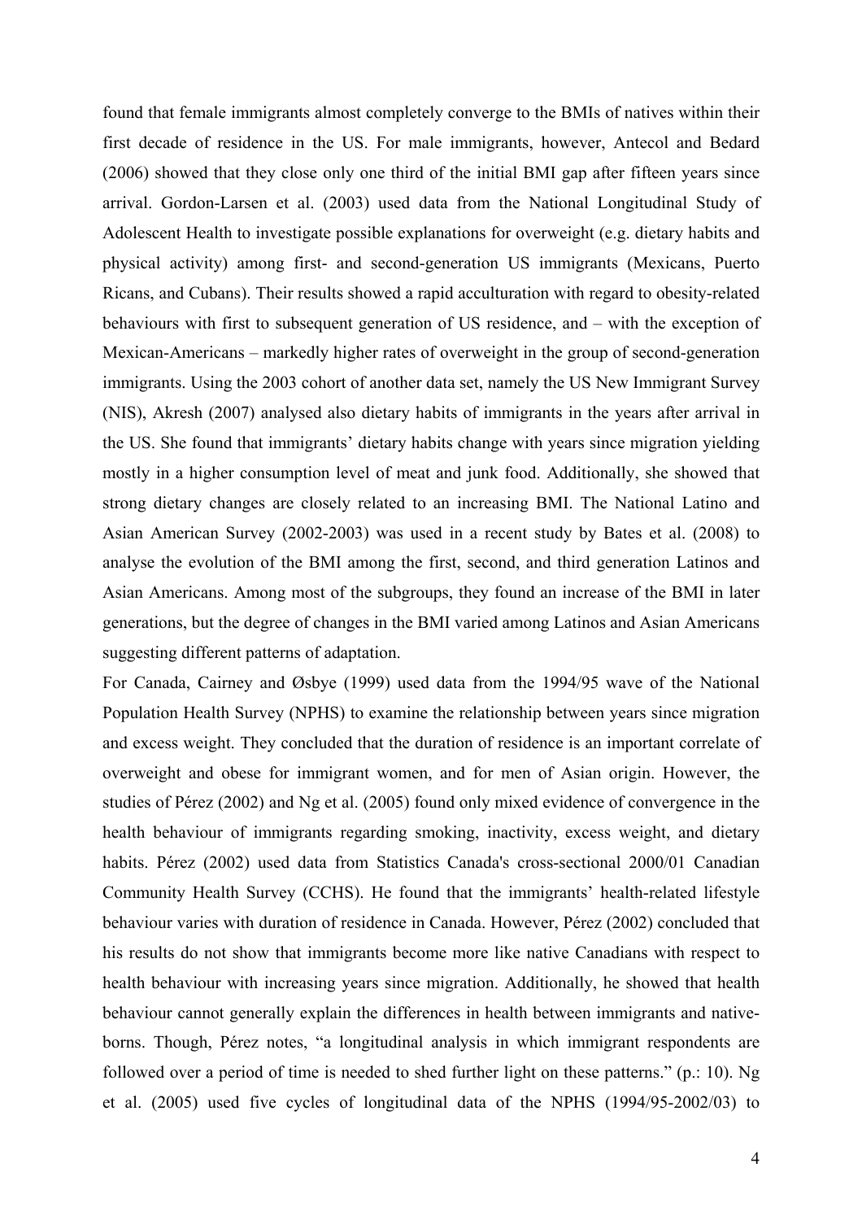found that female immigrants almost completely converge to the BMIs of natives within their first decade of residence in the US. For male immigrants, however, Antecol and Bedard (2006) showed that they close only one third of the initial BMI gap after fifteen years since arrival. Gordon-Larsen et al. (2003) used data from the National Longitudinal Study of Adolescent Health to investigate possible explanations for overweight (e.g. dietary habits and physical activity) among first- and second-generation US immigrants (Mexicans, Puerto Ricans, and Cubans). Their results showed a rapid acculturation with regard to obesity-related behaviours with first to subsequent generation of US residence, and – with the exception of Mexican-Americans – markedly higher rates of overweight in the group of second-generation immigrants. Using the 2003 cohort of another data set, namely the US New Immigrant Survey (NIS), Akresh (2007) analysed also dietary habits of immigrants in the years after arrival in the US. She found that immigrants' dietary habits change with years since migration yielding mostly in a higher consumption level of meat and junk food. Additionally, she showed that strong dietary changes are closely related to an increasing BMI. The National Latino and Asian American Survey (2002-2003) was used in a recent study by Bates et al. (2008) to analyse the evolution of the BMI among the first, second, and third generation Latinos and Asian Americans. Among most of the subgroups, they found an increase of the BMI in later generations, but the degree of changes in the BMI varied among Latinos and Asian Americans suggesting different patterns of adaptation.

For Canada, Cairney and Øsbye (1999) used data from the 1994/95 wave of the National Population Health Survey (NPHS) to examine the relationship between years since migration and excess weight. They concluded that the duration of residence is an important correlate of overweight and obese for immigrant women, and for men of Asian origin. However, the studies of Pérez (2002) and Ng et al. (2005) found only mixed evidence of convergence in the health behaviour of immigrants regarding smoking, inactivity, excess weight, and dietary habits. Pérez (2002) used data from Statistics Canada's cross-sectional 2000/01 Canadian Community Health Survey (CCHS). He found that the immigrants' health-related lifestyle behaviour varies with duration of residence in Canada. However, Pérez (2002) concluded that his results do not show that immigrants become more like native Canadians with respect to health behaviour with increasing years since migration. Additionally, he showed that health behaviour cannot generally explain the differences in health between immigrants and native-borns. Though, Pérez notes, "a longitudinal analysis in which immigrant respondents are followed over a period of time is needed to shed further light on these patterns." (p.: 10). Ng et al. (2005) used five cycles of longitudinal data of the NPHS (1994/95-2002/03) to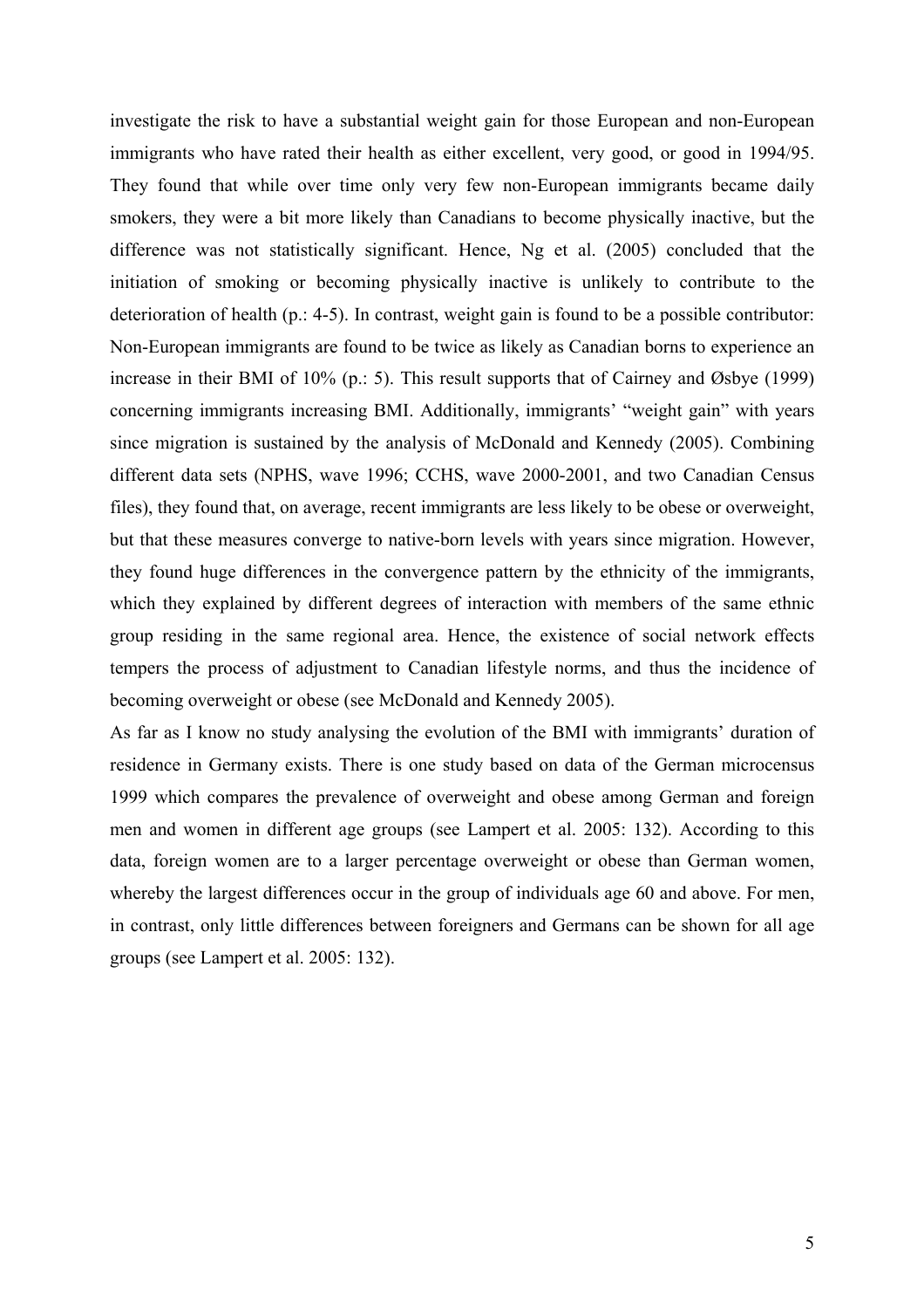investigate the risk to have a substantial weight gain for those European and non-European immigrants who have rated their health as either excellent, very good, or good in 1994/95. They found that while over time only very few non-European immigrants became daily smokers, they were a bit more likely than Canadians to become physically inactive, but the difference was not statistically significant. Hence, Ng et al. (2005) concluded that the initiation of smoking or becoming physically inactive is unlikely to contribute to the deterioration of health (p.: 4-5). In contrast, weight gain is found to be a possible contributor: Non-European immigrants are found to be twice as likely as Canadian borns to experience an increase in their BMI of 10% (p.: 5). This result supports that of Cairney and Øsbye (1999) concerning immigrants increasing BMI. Additionally, immigrants' "weight gain" with years since migration is sustained by the analysis of McDonald and Kennedy (2005). Combining different data sets (NPHS, wave 1996; CCHS, wave 2000-2001, and two Canadian Census files), they found that, on average, recent immigrants are less likely to be obese or overweight, but that these measures converge to native-born levels with years since migration. However, they found huge differences in the convergence pattern by the ethnicity of the immigrants, which they explained by different degrees of interaction with members of the same ethnic group residing in the same regional area. Hence, the existence of social network effects tempers the process of adjustment to Canadian lifestyle norms, and thus the incidence of becoming overweight or obese (see McDonald and Kennedy 2005).

As far as I know no study analysing the evolution of the BMI with immigrants' duration of residence in Germany exists. There is one study based on data of the German microcensus 1999 which compares the prevalence of overweight and obese among German and foreign men and women in different age groups (see Lampert et al. 2005: 132). According to this data, foreign women are to a larger percentage overweight or obese than German women, whereby the largest differences occur in the group of individuals age 60 and above. For men, in contrast, only little differences between foreigners and Germans can be shown for all age groups (see Lampert et al. 2005: 132).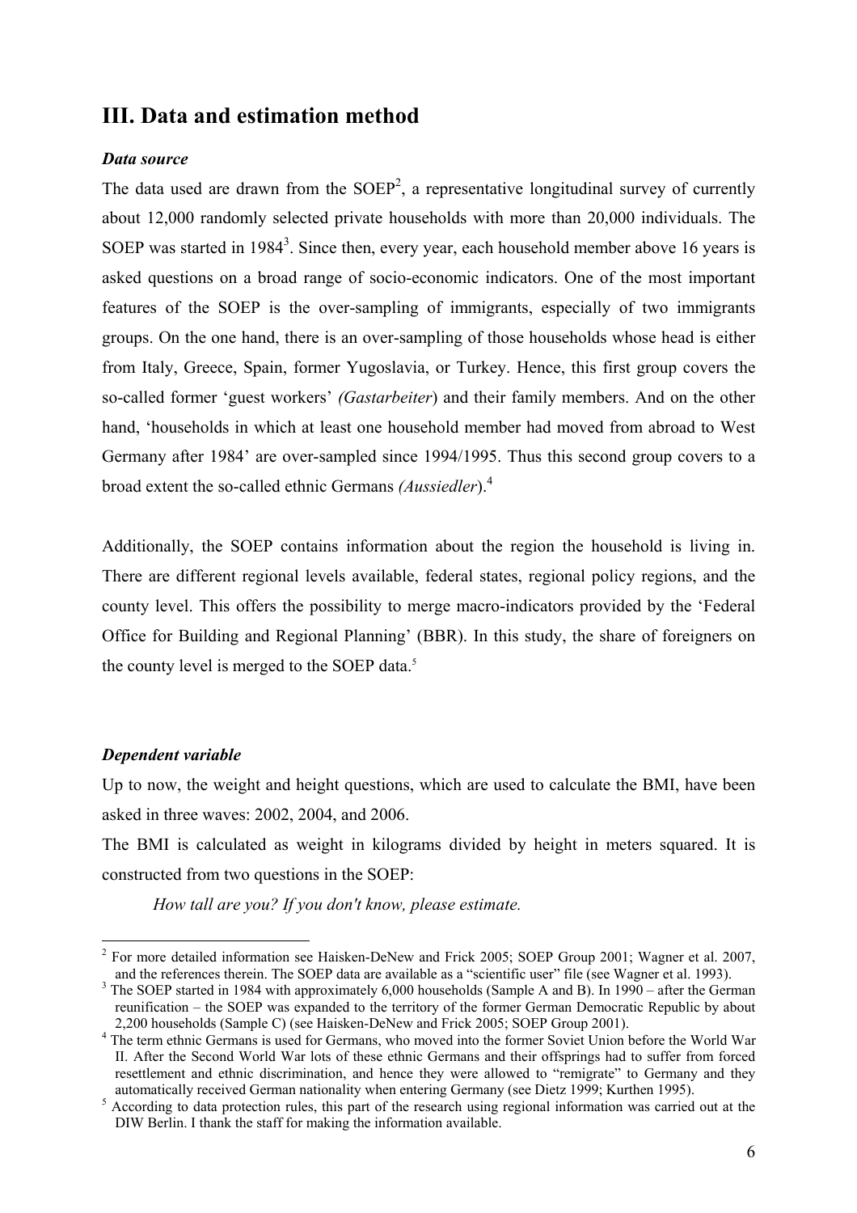## III. Data and estimation method

***Data source***

The data used are drawn from the SOEP[2], a representative longitudinal survey of currently about 12,000 randomly selected private households with more than 20,000 individuals. The SOEP was started in 1984[3]. Since then, every year, each household member above 16 years is asked questions on a broad range of socio-economic indicators. One of the most important features of the SOEP is the over-sampling of immigrants, especially of two immigrants groups. On the one hand, there is an over-sampling of those households whose head is either from Italy, Greece, Spain, former Yugoslavia, or Turkey. Hence, this first group covers the so-called former 'guest workers' *(Gastarbeiter*) and their family members. And on the other hand, 'households in which at least one household member had moved from abroad to West Germany after 1984' are over-sampled since 1994/1995. Thus this second group covers to a broad extent the so-called ethnic Germans *(Aussiedler*).[4]

Additionally, the SOEP contains information about the region the household is living in. There are different regional levels available, federal states, regional policy regions, and the county level. This offers the possibility to merge macro-indicators provided by the 'Federal Office for Building and Regional Planning' (BBR). In this study, the share of foreigners on the county level is merged to the SOEP data.[5]

***Dependent variable***

Up to now, the weight and height questions, which are used to calculate the BMI, have been asked in three waves: 2002, 2004, and 2006.

The BMI is calculated as weight in kilograms divided by height in meters squared. It is constructed from two questions in the SOEP:

*How tall are you? If you don't know, please estimate.*

---

[2] For more detailed information see Haisken-DeNew and Frick 2005; SOEP Group 2001; Wagner et al. 2007, and the references therein. The SOEP data are available as a "scientific user" file (see Wagner et al. 1993).

[3] The SOEP started in 1984 with approximately 6,000 households (Sample A and B). In 1990 – after the German reunification – the SOEP was expanded to the territory of the former German Democratic Republic by about 2,200 households (Sample C) (see Haisken-DeNew and Frick 2005; SOEP Group 2001).

[4] The term ethnic Germans is used for Germans, who moved into the former Soviet Union before the World War II. After the Second World War lots of these ethnic Germans and their offsprings had to suffer from forced resettlement and ethnic discrimination, and hence they were allowed to "remigrate" to Germany and they automatically received German nationality when entering Germany (see Dietz 1999; Kurthen 1995).

[5] According to data protection rules, this part of the research using regional information was carried out at the DIW Berlin. I thank the staff for making the information available.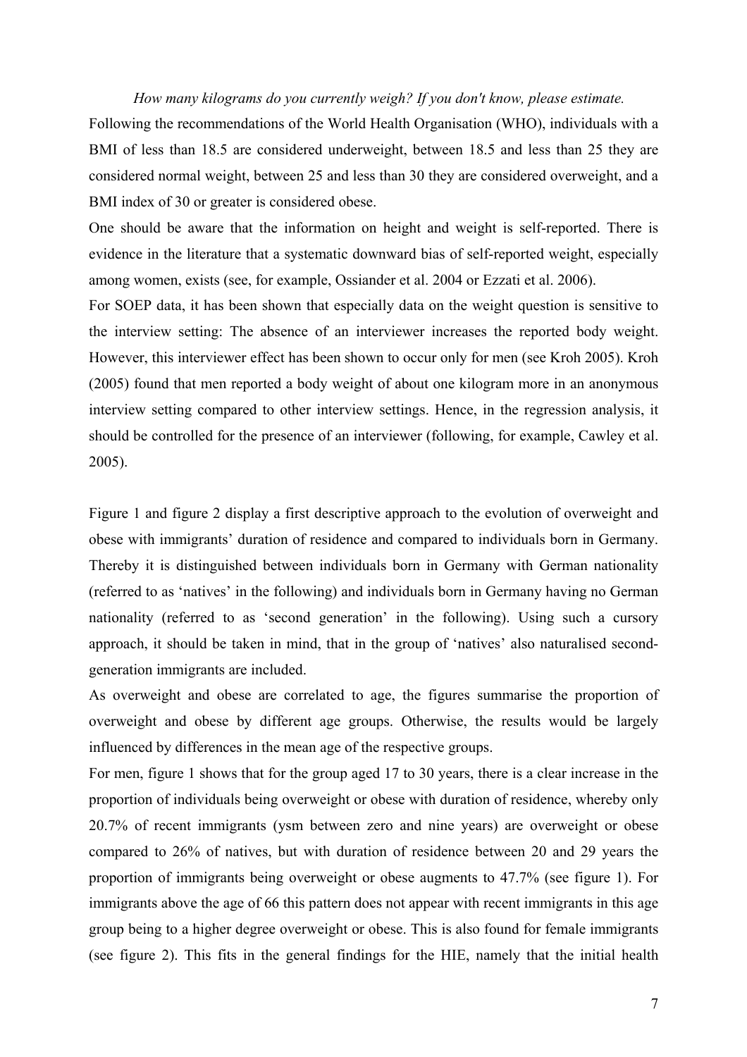*How many kilograms do you currently weigh? If you don't know, please estimate.*

Following the recommendations of the World Health Organisation (WHO), individuals with a BMI of less than 18.5 are considered underweight, between 18.5 and less than 25 they are considered normal weight, between 25 and less than 30 they are considered overweight, and a BMI index of 30 or greater is considered obese.

One should be aware that the information on height and weight is self-reported. There is evidence in the literature that a systematic downward bias of self-reported weight, especially among women, exists (see, for example, Ossiander et al. 2004 or Ezzati et al. 2006).

For SOEP data, it has been shown that especially data on the weight question is sensitive to the interview setting: The absence of an interviewer increases the reported body weight. However, this interviewer effect has been shown to occur only for men (see Kroh 2005). Kroh (2005) found that men reported a body weight of about one kilogram more in an anonymous interview setting compared to other interview settings. Hence, in the regression analysis, it should be controlled for the presence of an interviewer (following, for example, Cawley et al. 2005).

Figure 1 and figure 2 display a first descriptive approach to the evolution of overweight and obese with immigrants' duration of residence and compared to individuals born in Germany. Thereby it is distinguished between individuals born in Germany with German nationality (referred to as 'natives' in the following) and individuals born in Germany having no German nationality (referred to as 'second generation' in the following). Using such a cursory approach, it should be taken in mind, that in the group of 'natives' also naturalised second-generation immigrants are included.

As overweight and obese are correlated to age, the figures summarise the proportion of overweight and obese by different age groups. Otherwise, the results would be largely influenced by differences in the mean age of the respective groups.

For men, figure 1 shows that for the group aged 17 to 30 years, there is a clear increase in the proportion of individuals being overweight or obese with duration of residence, whereby only 20.7% of recent immigrants (ysm between zero and nine years) are overweight or obese compared to 26% of natives, but with duration of residence between 20 and 29 years the proportion of immigrants being overweight or obese augments to 47.7% (see figure 1). For immigrants above the age of 66 this pattern does not appear with recent immigrants in this age group being to a higher degree overweight or obese. This is also found for female immigrants (see figure 2). This fits in the general findings for the HIE, namely that the initial health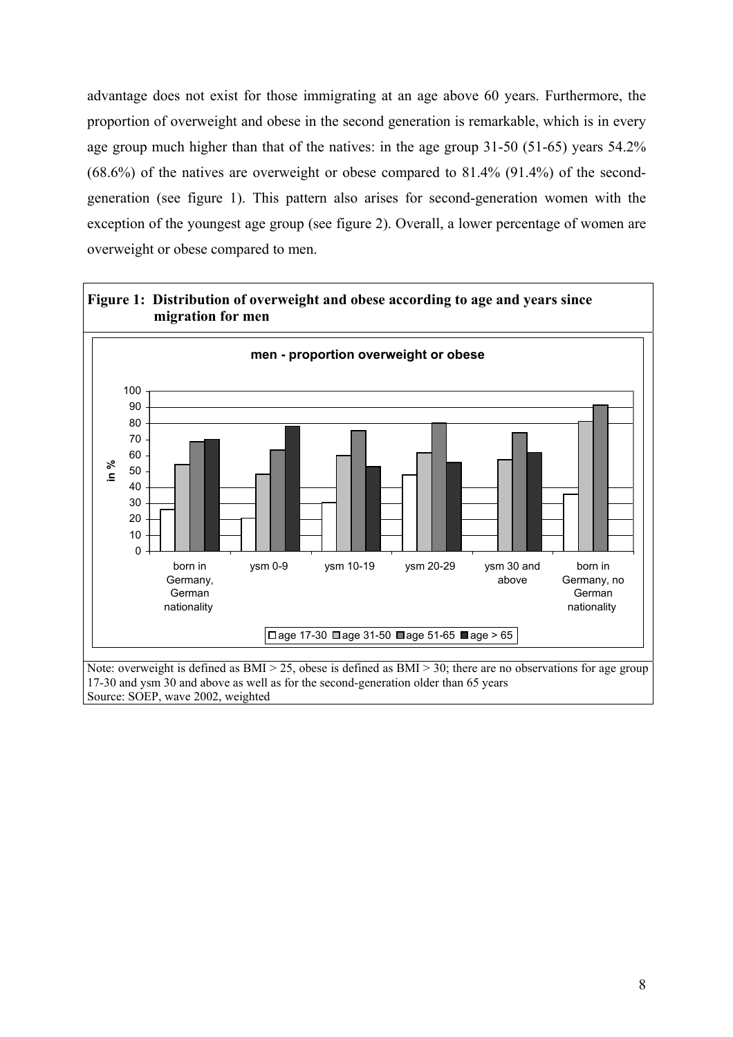advantage does not exist for those immigrating at an age above 60 years. Furthermore, the proportion of overweight and obese in the second generation is remarkable, which is in every age group much higher than that of the natives: in the age group 31-50 (51-65) years 54.2% (68.6%) of the natives are overweight or obese compared to 81.4% (91.4%) of the second-generation (see figure 1). This pattern also arises for second-generation women with the exception of the youngest age group (see figure 2). Overall, a lower percentage of women are overweight or obese compared to men.

**Figure 1: Distribution of overweight and obese according to age and years since migration for men**

Note: overweight is defined as BMI > 25, obese is defined as BMI > 30; there are no observations for age group 17-30 and ysm 30 and above as well as for the second-generation older than 65 years
Source: SOEP, wave 2002, weighted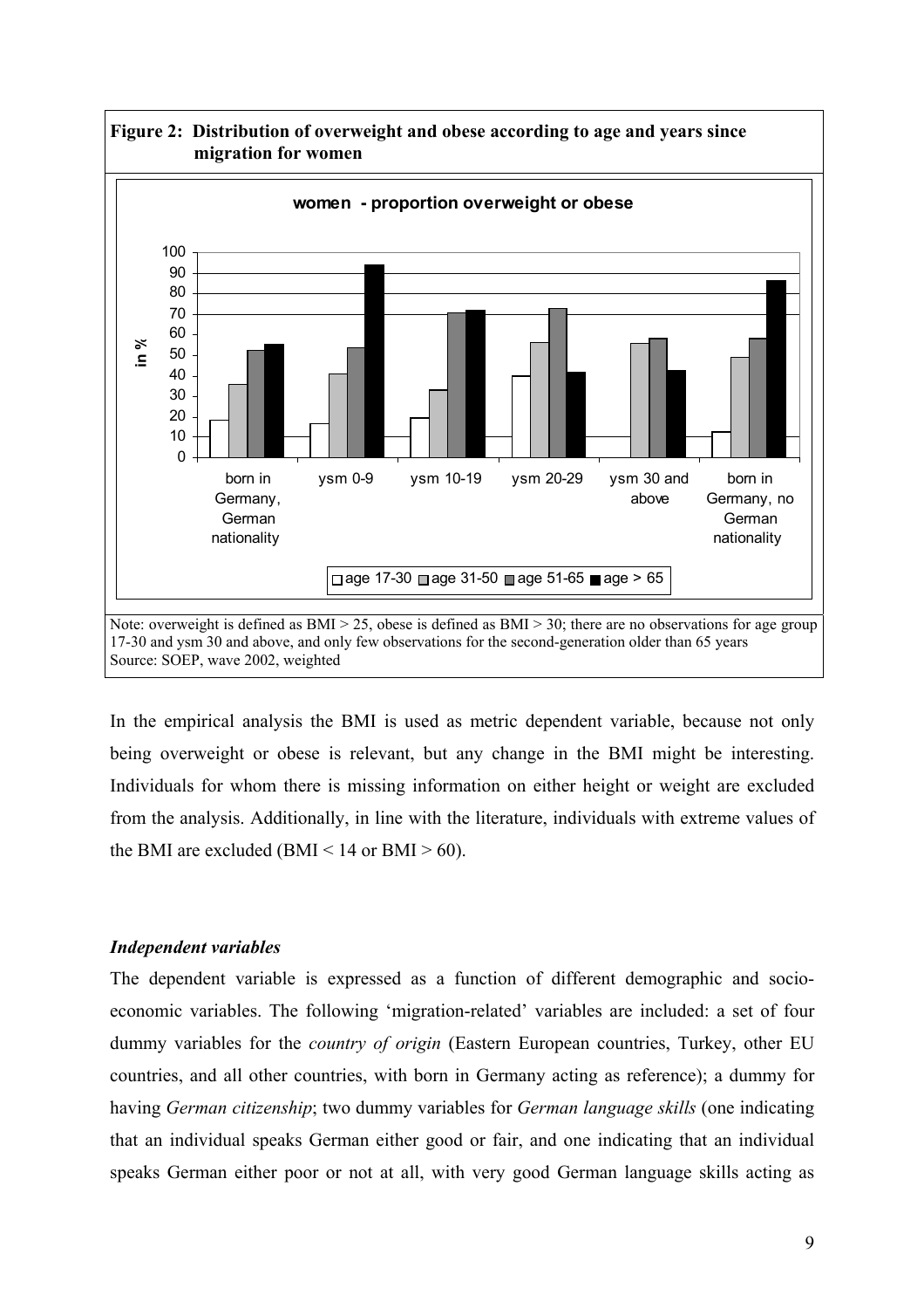**Figure 2: Distribution of overweight and obese according to age and years since migration for women**

Note: overweight is defined as BMI > 25, obese is defined as BMI > 30; there are no observations for age group 17-30 and ysm 30 and above, and only few observations for the second-generation older than 65 years
Source: SOEP, wave 2002, weighted

In the empirical analysis the BMI is used as metric dependent variable, because not only being overweight or obese is relevant, but any change in the BMI might be interesting. Individuals for whom there is missing information on either height or weight are excluded from the analysis. Additionally, in line with the literature, individuals with extreme values of the BMI are excluded (BMI < 14 or BMI > 60).

### *Independent variables*

The dependent variable is expressed as a function of different demographic and socio-economic variables. The following 'migration-related' variables are included: a set of four dummy variables for the *country of origin* (Eastern European countries, Turkey, other EU countries, and all other countries, with born in Germany acting as reference); a dummy for having *German citizenship*; two dummy variables for *German language skills* (one indicating that an individual speaks German either good or fair, and one indicating that an individual speaks German either poor or not at all, with very good German language skills acting as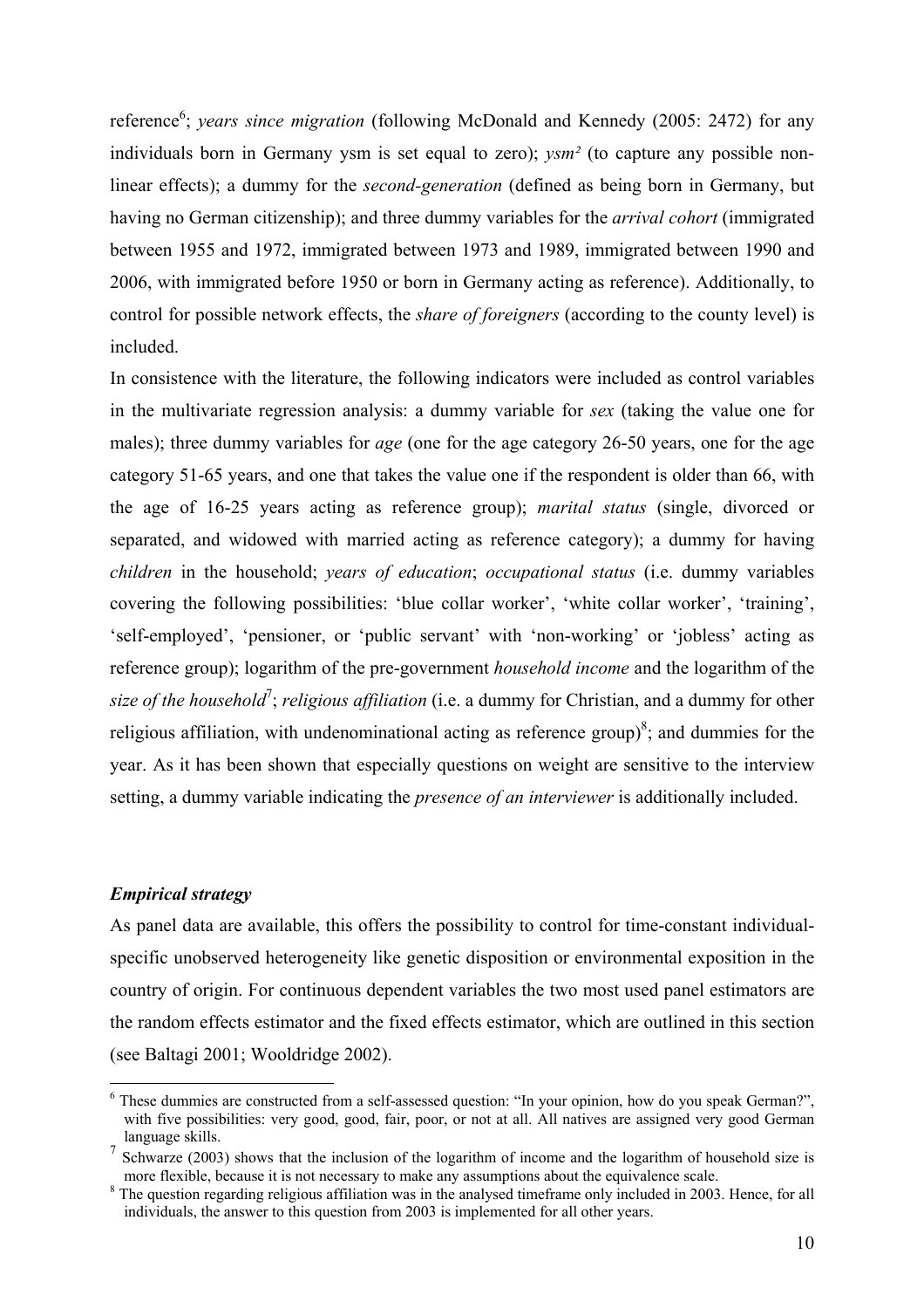reference[6]; *years since migration* (following McDonald and Kennedy (2005: 2472) for any individuals born in Germany ysm is set equal to zero); *ysm²* (to capture any possible non-linear effects); a dummy for the *second-generation* (defined as being born in Germany, but having no German citizenship); and three dummy variables for the *arrival cohort* (immigrated between 1955 and 1972, immigrated between 1973 and 1989, immigrated between 1990 and 2006, with immigrated before 1950 or born in Germany acting as reference). Additionally, to control for possible network effects, the *share of foreigners* (according to the county level) is included.

In consistence with the literature, the following indicators were included as control variables in the multivariate regression analysis: a dummy variable for *sex* (taking the value one for males); three dummy variables for *age* (one for the age category 26-50 years, one for the age category 51-65 years, and one that takes the value one if the respondent is older than 66, with the age of 16-25 years acting as reference group); *marital status* (single, divorced or separated, and widowed with married acting as reference category); a dummy for having *children* in the household; *years of education*; *occupational status* (i.e. dummy variables covering the following possibilities: 'blue collar worker', 'white collar worker', 'training', 'self-employed', 'pensioner, or 'public servant' with 'non-working' or 'jobless' acting as reference group); logarithm of the pre-government *household income* and the logarithm of the *size of the household*[7]; *religious affiliation* (i.e. a dummy for Christian, and a dummy for other religious affiliation, with undenominational acting as reference group)[8]; and dummies for the year. As it has been shown that especially questions on weight are sensitive to the interview setting, a dummy variable indicating the *presence of an interviewer* is additionally included.

### *Empirical strategy*

As panel data are available, this offers the possibility to control for time-constant individual-specific unobserved heterogeneity like genetic disposition or environmental exposition in the country of origin. For continuous dependent variables the two most used panel estimators are the random effects estimator and the fixed effects estimator, which are outlined in this section (see Baltagi 2001; Wooldridge 2002).

---

[6] These dummies are constructed from a self-assessed question: "In your opinion, how do you speak German?", with five possibilities: very good, good, fair, poor, or not at all. All natives are assigned very good German language skills.

[7] Schwarze (2003) shows that the inclusion of the logarithm of income and the logarithm of household size is more flexible, because it is not necessary to make any assumptions about the equivalence scale.

[8] The question regarding religious affiliation was in the analysed timeframe only included in 2003. Hence, for all individuals, the answer to this question from 2003 is implemented for all other years.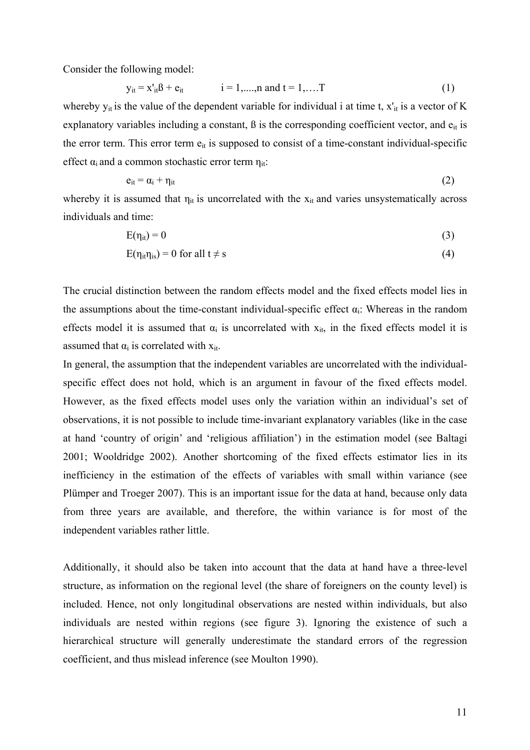Consider the following model:

$$y_{it} = x'_{it}\beta + e_{it} \qquad i = 1,....,n \text{ and } t = 1,....T \tag{1}$$

whereby $y_{it}$ is the value of the dependent variable for individual i at time t, $x'_{it}$ is a vector of K explanatory variables including a constant, $\beta$ is the corresponding coefficient vector, and $e_{it}$ is the error term. This error term $e_{it}$ is supposed to consist of a time-constant individual-specific effect $\alpha_i$ and a common stochastic error term $\eta_{it}$:

$$e_{it} = \alpha_i + \eta_{it} \tag{2}$$

whereby it is assumed that $\eta_{it}$ is uncorrelated with the $x_{it}$ and varies unsystematically across individuals and time:

$$E(\eta_{it}) = 0 \tag{3}$$

$$E(\eta_{it}\eta_{is}) = 0 \text{ for all } t \neq s \tag{4}$$

The crucial distinction between the random effects model and the fixed effects model lies in the assumptions about the time-constant individual-specific effect $\alpha_i$: Whereas in the random effects model it is assumed that $\alpha_i$ is uncorrelated with $x_{it}$, in the fixed effects model it is assumed that $\alpha_i$ is correlated with $x_{it}$.

In general, the assumption that the independent variables are uncorrelated with the individual-specific effect does not hold, which is an argument in favour of the fixed effects model. However, as the fixed effects model uses only the variation within an individual's set of observations, it is not possible to include time-invariant explanatory variables (like in the case at hand 'country of origin' and 'religious affiliation') in the estimation model (see Baltagi 2001; Wooldridge 2002). Another shortcoming of the fixed effects estimator lies in its inefficiency in the estimation of the effects of variables with small within variance (see Plümper and Troeger 2007). This is an important issue for the data at hand, because only data from three years are available, and therefore, the within variance is for most of the independent variables rather little.

Additionally, it should also be taken into account that the data at hand have a three-level structure, as information on the regional level (the share of foreigners on the county level) is included. Hence, not only longitudinal observations are nested within individuals, but also individuals are nested within regions (see figure 3). Ignoring the existence of such a hierarchical structure will generally underestimate the standard errors of the regression coefficient, and thus mislead inference (see Moulton 1990).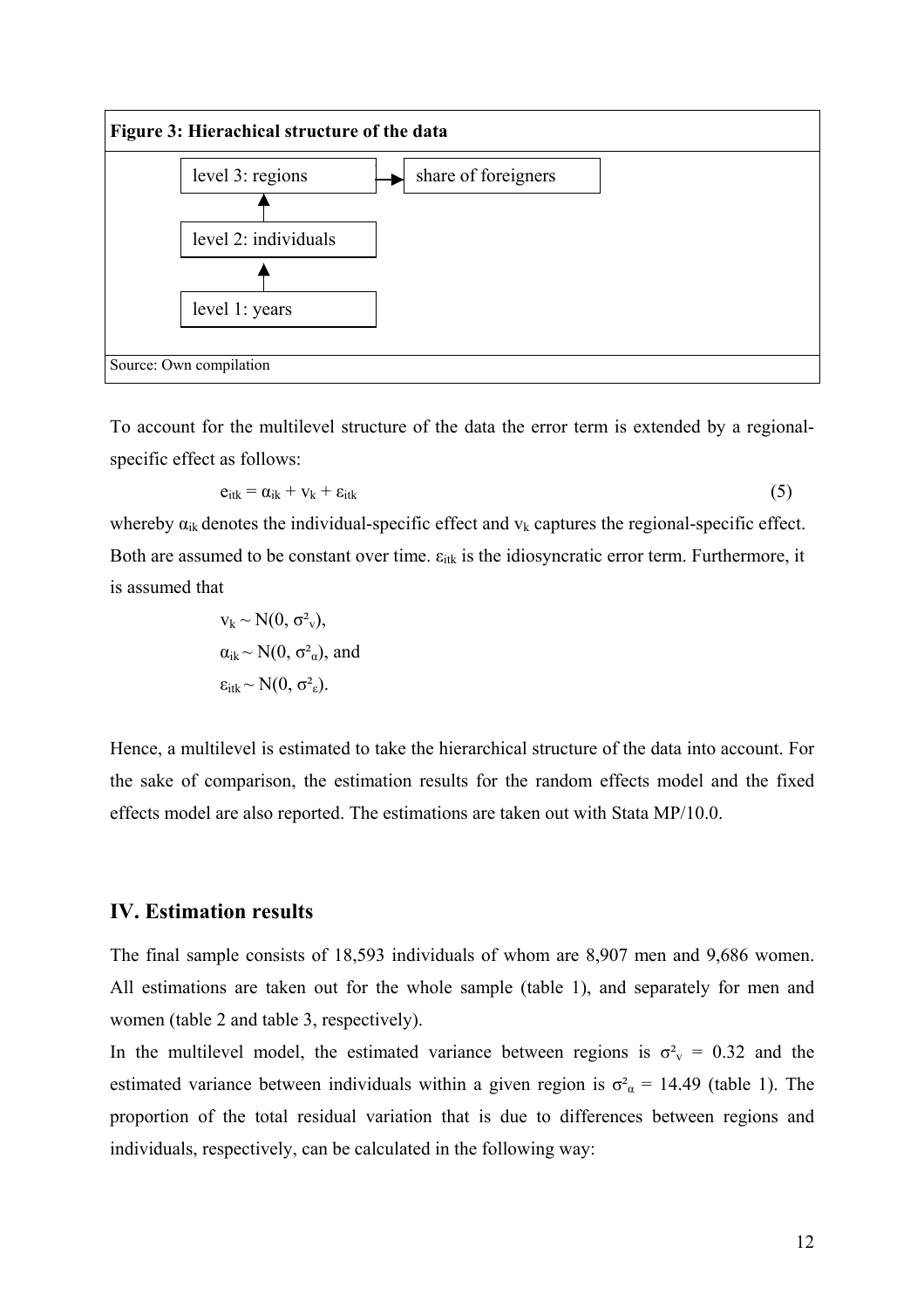**Figure 3: Hierachical structure of the data**

| | |
|---|---|
| level 3: regions → | share of foreigners |
| ↑ | |
| level 2: individuals | |
| ↑ | |
| level 1: years | |

Source: Own compilation

To account for the multilevel structure of the data the error term is extended by a regional-specific effect as follows:

$$e_{itk} = \alpha_{ik} + v_k + \varepsilon_{itk} \tag{5}$$

whereby $\alpha_{ik}$ denotes the individual-specific effect and $v_k$ captures the regional-specific effect. Both are assumed to be constant over time. $\varepsilon_{itk}$ is the idiosyncratic error term. Furthermore, it is assumed that

$v_k \sim N(0, \sigma^2_v)$,

$\alpha_{ik} \sim N(0, \sigma^2_\alpha)$, and

$\varepsilon_{itk} \sim N(0, \sigma^2_\varepsilon)$.

Hence, a multilevel is estimated to take the hierarchical structure of the data into account. For the sake of comparison, the estimation results for the random effects model and the fixed effects model are also reported. The estimations are taken out with Stata MP/10.0.

## IV. Estimation results

The final sample consists of 18,593 individuals of whom are 8,907 men and 9,686 women. All estimations are taken out for the whole sample (table 1), and separately for men and women (table 2 and table 3, respectively).

In the multilevel model, the estimated variance between regions is $\sigma^2_v$ = 0.32 and the estimated variance between individuals within a given region is $\sigma^2_\alpha$ = 14.49 (table 1). The proportion of the total residual variation that is due to differences between regions and individuals, respectively, can be calculated in the following way: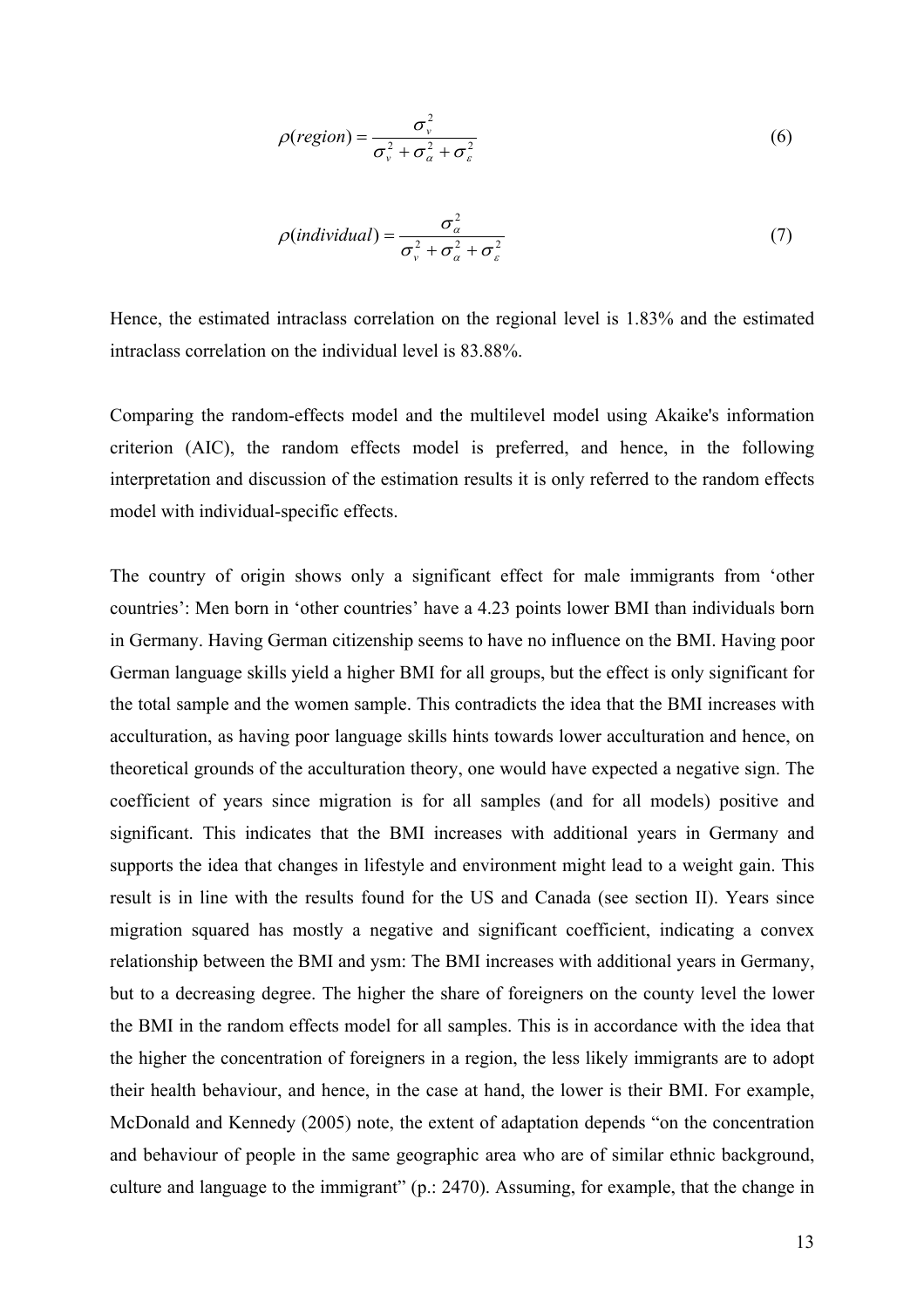$$\rho(region) = \frac{\sigma_v^2}{\sigma_v^2 + \sigma_\alpha^2 + \sigma_\varepsilon^2} \tag{6}$$

$$\rho(individual) = \frac{\sigma_\alpha^2}{\sigma_v^2 + \sigma_\alpha^2 + \sigma_\varepsilon^2} \tag{7}$$

Hence, the estimated intraclass correlation on the regional level is 1.83% and the estimated intraclass correlation on the individual level is 83.88%.

Comparing the random-effects model and the multilevel model using Akaike's information criterion (AIC), the random effects model is preferred, and hence, in the following interpretation and discussion of the estimation results it is only referred to the random effects model with individual-specific effects.

The country of origin shows only a significant effect for male immigrants from 'other countries': Men born in 'other countries' have a 4.23 points lower BMI than individuals born in Germany. Having German citizenship seems to have no influence on the BMI. Having poor German language skills yield a higher BMI for all groups, but the effect is only significant for the total sample and the women sample. This contradicts the idea that the BMI increases with acculturation, as having poor language skills hints towards lower acculturation and hence, on theoretical grounds of the acculturation theory, one would have expected a negative sign. The coefficient of years since migration is for all samples (and for all models) positive and significant. This indicates that the BMI increases with additional years in Germany and supports the idea that changes in lifestyle and environment might lead to a weight gain. This result is in line with the results found for the US and Canada (see section II). Years since migration squared has mostly a negative and significant coefficient, indicating a convex relationship between the BMI and ysm: The BMI increases with additional years in Germany, but to a decreasing degree. The higher the share of foreigners on the county level the lower the BMI in the random effects model for all samples. This is in accordance with the idea that the higher the concentration of foreigners in a region, the less likely immigrants are to adopt their health behaviour, and hence, in the case at hand, the lower is their BMI. For example, McDonald and Kennedy (2005) note, the extent of adaptation depends "on the concentration and behaviour of people in the same geographic area who are of similar ethnic background, culture and language to the immigrant" (p.: 2470). Assuming, for example, that the change in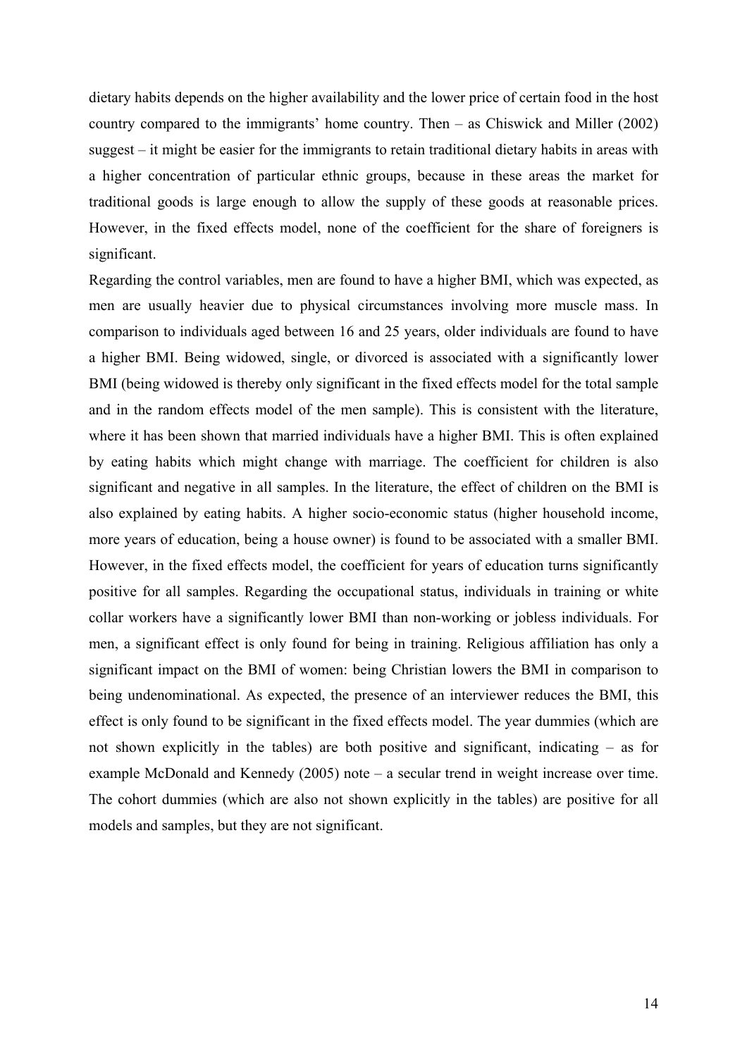dietary habits depends on the higher availability and the lower price of certain food in the host country compared to the immigrants' home country. Then – as Chiswick and Miller (2002) suggest – it might be easier for the immigrants to retain traditional dietary habits in areas with a higher concentration of particular ethnic groups, because in these areas the market for traditional goods is large enough to allow the supply of these goods at reasonable prices. However, in the fixed effects model, none of the coefficient for the share of foreigners is significant.

Regarding the control variables, men are found to have a higher BMI, which was expected, as men are usually heavier due to physical circumstances involving more muscle mass. In comparison to individuals aged between 16 and 25 years, older individuals are found to have a higher BMI. Being widowed, single, or divorced is associated with a significantly lower BMI (being widowed is thereby only significant in the fixed effects model for the total sample and in the random effects model of the men sample). This is consistent with the literature, where it has been shown that married individuals have a higher BMI. This is often explained by eating habits which might change with marriage. The coefficient for children is also significant and negative in all samples. In the literature, the effect of children on the BMI is also explained by eating habits. A higher socio-economic status (higher household income, more years of education, being a house owner) is found to be associated with a smaller BMI. However, in the fixed effects model, the coefficient for years of education turns significantly positive for all samples. Regarding the occupational status, individuals in training or white collar workers have a significantly lower BMI than non-working or jobless individuals. For men, a significant effect is only found for being in training. Religious affiliation has only a significant impact on the BMI of women: being Christian lowers the BMI in comparison to being undenominational. As expected, the presence of an interviewer reduces the BMI, this effect is only found to be significant in the fixed effects model. The year dummies (which are not shown explicitly in the tables) are both positive and significant, indicating – as for example McDonald and Kennedy (2005) note – a secular trend in weight increase over time. The cohort dummies (which are also not shown explicitly in the tables) are positive for all models and samples, but they are not significant.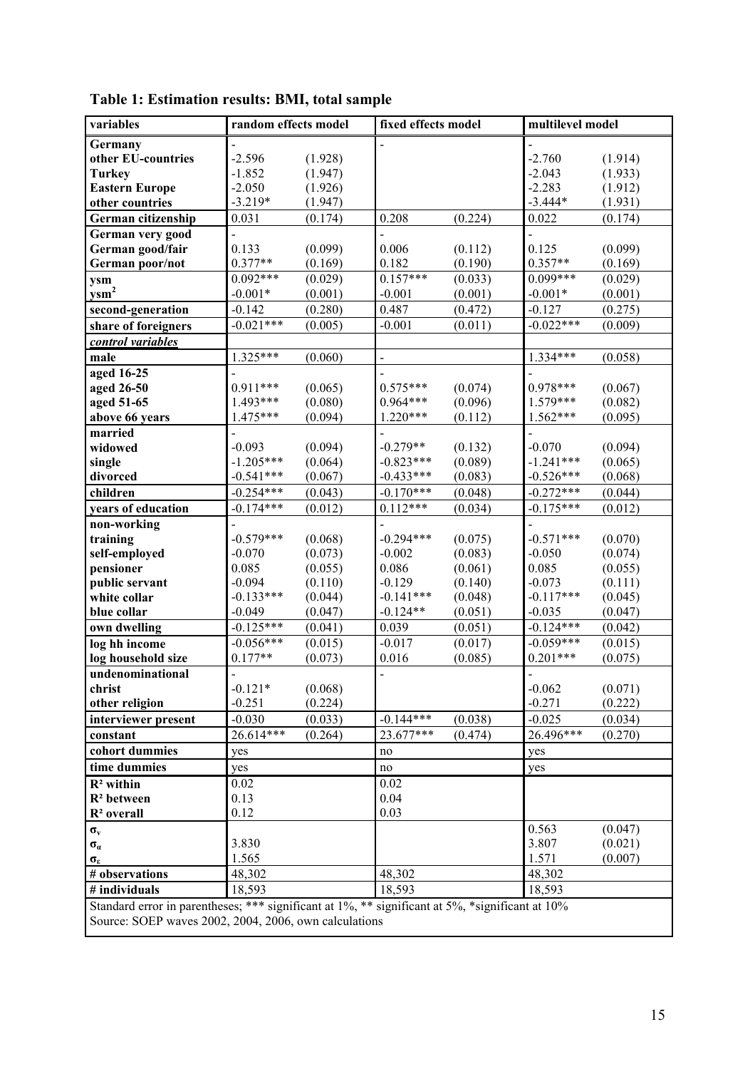**Table 1: Estimation results: BMI, total sample**

| variables | random effects model | | fixed effects model | | multilevel model | |
|---|---|---|---|---|---|---|
| **Germany** | - | | - | | - | |
| **other EU-countries** | -2.596 | (1.928) | | | -2.760 | (1.914) |
| **Turkey** | -1.852 | (1.947) | | | -2.043 | (1.933) |
| **Eastern Europe** | -2.050 | (1.926) | | | -2.283 | (1.912) |
| **other countries** | -3.219* | (1.947) | | | -3.444* | (1.931) |
| **German citizenship** | 0.031 | (0.174) | 0.208 | (0.224) | 0.022 | (0.174) |
| **German very good** | - | | - | | - | |
| **German good/fair** | 0.133 | (0.099) | 0.006 | (0.112) | 0.125 | (0.099) |
| **German poor/not** | 0.377** | (0.169) | 0.182 | (0.190) | 0.357** | (0.169) |
| **ysm** | 0.092*** | (0.029) | 0.157*** | (0.033) | 0.099*** | (0.029) |
| **ysm$^2$** | -0.001* | (0.001) | -0.001 | (0.001) | -0.001* | (0.001) |
| **second-generation** | -0.142 | (0.280) | 0.487 | (0.472) | -0.127 | (0.275) |
| **share of foreigners** | -0.021*** | (0.005) | -0.001 | (0.011) | -0.022*** | (0.009) |
| ***control variables*** | | | | | | |
| **male** | 1.325*** | (0.060) | - | | 1.334*** | (0.058) |
| **aged 16-25** | - | | - | | - | |
| **aged 26-50** | 0.911*** | (0.065) | 0.575*** | (0.074) | 0.978*** | (0.067) |
| **aged 51-65** | 1.493*** | (0.080) | 0.964*** | (0.096) | 1.579*** | (0.082) |
| **above 66 years** | 1.475*** | (0.094) | 1.220*** | (0.112) | 1.562*** | (0.095) |
| **married** | - | | - | | - | |
| **widowed** | -0.093 | (0.094) | -0.279** | (0.132) | -0.070 | (0.094) |
| **single** | -1.205*** | (0.064) | -0.823*** | (0.089) | -1.241*** | (0.065) |
| **divorced** | -0.541*** | (0.067) | -0.433*** | (0.083) | -0.526*** | (0.068) |
| **children** | -0.254*** | (0.043) | -0.170*** | (0.048) | -0.272*** | (0.044) |
| **years of education** | -0.174*** | (0.012) | 0.112*** | (0.034) | -0.175*** | (0.012) |
| **non-working** | - | | - | | - | |
| **training** | -0.579*** | (0.068) | -0.294*** | (0.075) | -0.571*** | (0.070) |
| **self-employed** | -0.070 | (0.073) | -0.002 | (0.083) | -0.050 | (0.074) |
| **pensioner** | 0.085 | (0.055) | 0.086 | (0.061) | 0.085 | (0.055) |
| **public servant** | -0.094 | (0.110) | -0.129 | (0.140) | -0.073 | (0.111) |
| **white collar** | -0.133*** | (0.044) | -0.141*** | (0.048) | -0.117*** | (0.045) |
| **blue collar** | -0.049 | (0.047) | -0.124** | (0.051) | -0.035 | (0.047) |
| **own dwelling** | -0.125*** | (0.041) | 0.039 | (0.051) | -0.124*** | (0.042) |
| **log hh income** | -0.056*** | (0.015) | -0.017 | (0.017) | -0.059*** | (0.015) |
| **log household size** | 0.177** | (0.073) | 0.016 | (0.085) | 0.201*** | (0.075) |
| **undenominational** | - | | - | | - | |
| **christ** | -0.121* | (0.068) | | | -0.062 | (0.071) |
| **other religion** | -0.251 | (0.224) | | | -0.271 | (0.222) |
| **interviewer present** | -0.030 | (0.033) | -0.144*** | (0.038) | -0.025 | (0.034) |
| **constant** | 26.614*** | (0.264) | 23.677*** | (0.474) | 26.496*** | (0.270) |
| **cohort dummies** | yes | | no | | yes | |
| **time dummies** | yes | | no | | yes | |
| **$R^2$ within** | 0.02 | | 0.02 | | | |
| **$R^2$ between** | 0.13 | | 0.04 | | | |
| **$R^2$ overall** | 0.12 | | 0.03 | | | |
| **$\sigma_v$** | | | | | 0.563 | (0.047) |
| **$\sigma_\alpha$** | 3.830 | | | | 3.807 | (0.021) |
| **$\sigma_\varepsilon$** | 1.565 | | | | 1.571 | (0.007) |
| **# observations** | 48,302 | | 48,302 | | 48,302 | |
| **# individuals** | 18,593 | | 18,593 | | 18,593 | |

Standard error in parentheses; *** significant at 1%, ** significant at 5%, *significant at 10%
Source: SOEP waves 2002, 2004, 2006, own calculations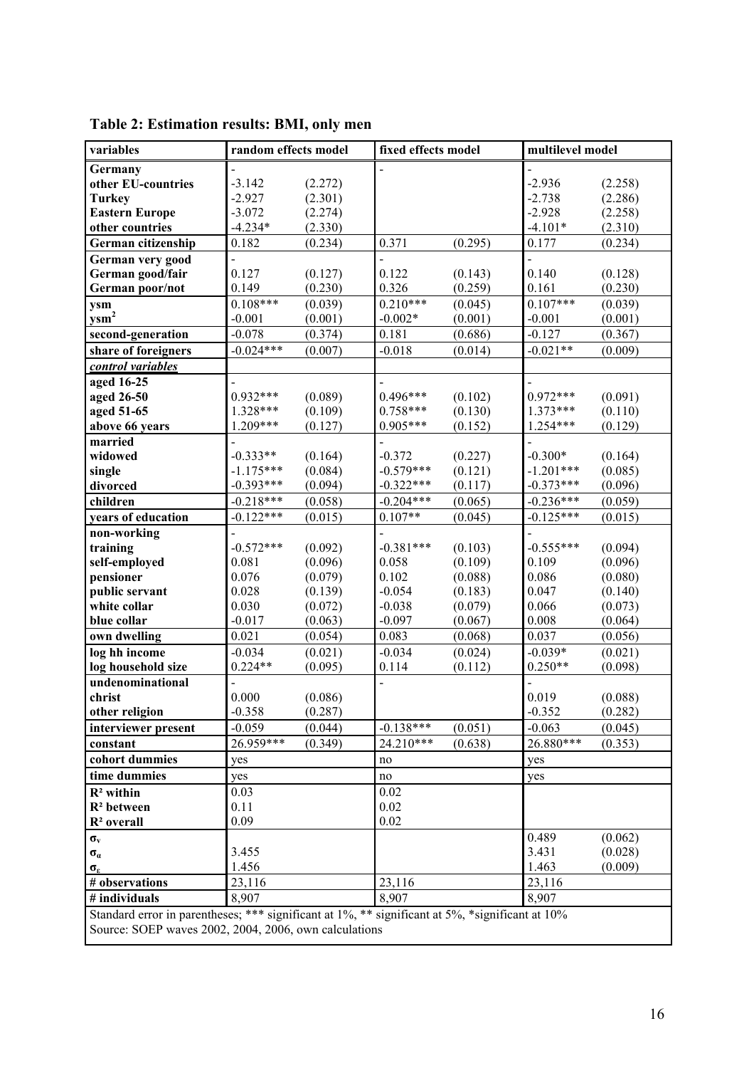**Table 2: Estimation results: BMI, only men**

| variables | random effects model | | fixed effects model | | multilevel model | |
|---|---|---|---|---|---|---|
| **Germany** | - | | - | | - | |
| **other EU-countries** | -3.142 | (2.272) | | | -2.936 | (2.258) |
| **Turkey** | -2.927 | (2.301) | | | -2.738 | (2.286) |
| **Eastern Europe** | -3.072 | (2.274) | | | -2.928 | (2.258) |
| **other countries** | -4.234* | (2.330) | | | -4.101* | (2.310) |
| **German citizenship** | 0.182 | (0.234) | 0.371 | (0.295) | 0.177 | (0.234) |
| **German very good** | - | | - | | - | |
| **German good/fair** | 0.127 | (0.127) | 0.122 | (0.143) | 0.140 | (0.128) |
| **German poor/not** | 0.149 | (0.230) | 0.326 | (0.259) | 0.161 | (0.230) |
| **ysm** | 0.108*** | (0.039) | 0.210*** | (0.045) | 0.107*** | (0.039) |
| **$ysm^2$** | -0.001 | (0.001) | -0.002* | (0.001) | -0.001 | (0.001) |
| **second-generation** | -0.078 | (0.374) | 0.181 | (0.686) | -0.127 | (0.367) |
| **share of foreigners** | -0.024*** | (0.007) | -0.018 | (0.014) | -0.021** | (0.009) |
| ***control variables*** | | | | | | |
| **aged 16-25** | - | | - | | - | |
| **aged 26-50** | 0.932*** | (0.089) | 0.496*** | (0.102) | 0.972*** | (0.091) |
| **aged 51-65** | 1.328*** | (0.109) | 0.758*** | (0.130) | 1.373*** | (0.110) |
| **above 66 years** | 1.209*** | (0.127) | 0.905*** | (0.152) | 1.254*** | (0.129) |
| **married** | - | | - | | - | |
| **widowed** | -0.333** | (0.164) | -0.372 | (0.227) | -0.300* | (0.164) |
| **single** | -1.175*** | (0.084) | -0.579*** | (0.121) | -1.201*** | (0.085) |
| **divorced** | -0.393*** | (0.094) | -0.322*** | (0.117) | -0.373*** | (0.096) |
| **children** | -0.218*** | (0.058) | -0.204*** | (0.065) | -0.236*** | (0.059) |
| **years of education** | -0.122*** | (0.015) | 0.107** | (0.045) | -0.125*** | (0.015) |
| **non-working** | - | | - | | - | |
| **training** | -0.572*** | (0.092) | -0.381*** | (0.103) | -0.555*** | (0.094) |
| **self-employed** | 0.081 | (0.096) | 0.058 | (0.109) | 0.109 | (0.096) |
| **pensioner** | 0.076 | (0.079) | 0.102 | (0.088) | 0.086 | (0.080) |
| **public servant** | 0.028 | (0.139) | -0.054 | (0.183) | 0.047 | (0.140) |
| **white collar** | 0.030 | (0.072) | -0.038 | (0.079) | 0.066 | (0.073) |
| **blue collar** | -0.017 | (0.063) | -0.097 | (0.067) | 0.008 | (0.064) |
| **own dwelling** | 0.021 | (0.054) | 0.083 | (0.068) | 0.037 | (0.056) |
| **log hh income** | -0.034 | (0.021) | -0.034 | (0.024) | -0.039* | (0.021) |
| **log household size** | 0.224** | (0.095) | 0.114 | (0.112) | 0.250** | (0.098) |
| **undenominational** | - | | - | | - | |
| **christ** | 0.000 | (0.086) | | | 0.019 | (0.088) |
| **other religion** | -0.358 | (0.287) | | | -0.352 | (0.282) |
| **interviewer present** | -0.059 | (0.044) | -0.138*** | (0.051) | -0.063 | (0.045) |
| **constant** | 26.959*** | (0.349) | 24.210*** | (0.638) | 26.880*** | (0.353) |
| **cohort dummies** | yes | | no | | yes | |
| **time dummies** | yes | | no | | yes | |
| **$R^2$ within** | 0.03 | | 0.02 | | | |
| **$R^2$ between** | 0.11 | | 0.02 | | | |
| **$R^2$ overall** | 0.09 | | 0.02 | | | |
| **$\sigma_v$** | | | | | 0.489 | (0.062) |
| **$\sigma_\alpha$** | 3.455 | | | | 3.431 | (0.028) |
| **$\sigma_\varepsilon$** | 1.456 | | | | 1.463 | (0.009) |
| **# observations** | 23,116 | | 23,116 | | 23,116 | |
| **# individuals** | 8,907 | | 8,907 | | 8,907 | |

Standard error in parentheses; *** significant at 1%, ** significant at 5%, *significant at 10%
Source: SOEP waves 2002, 2004, 2006, own calculations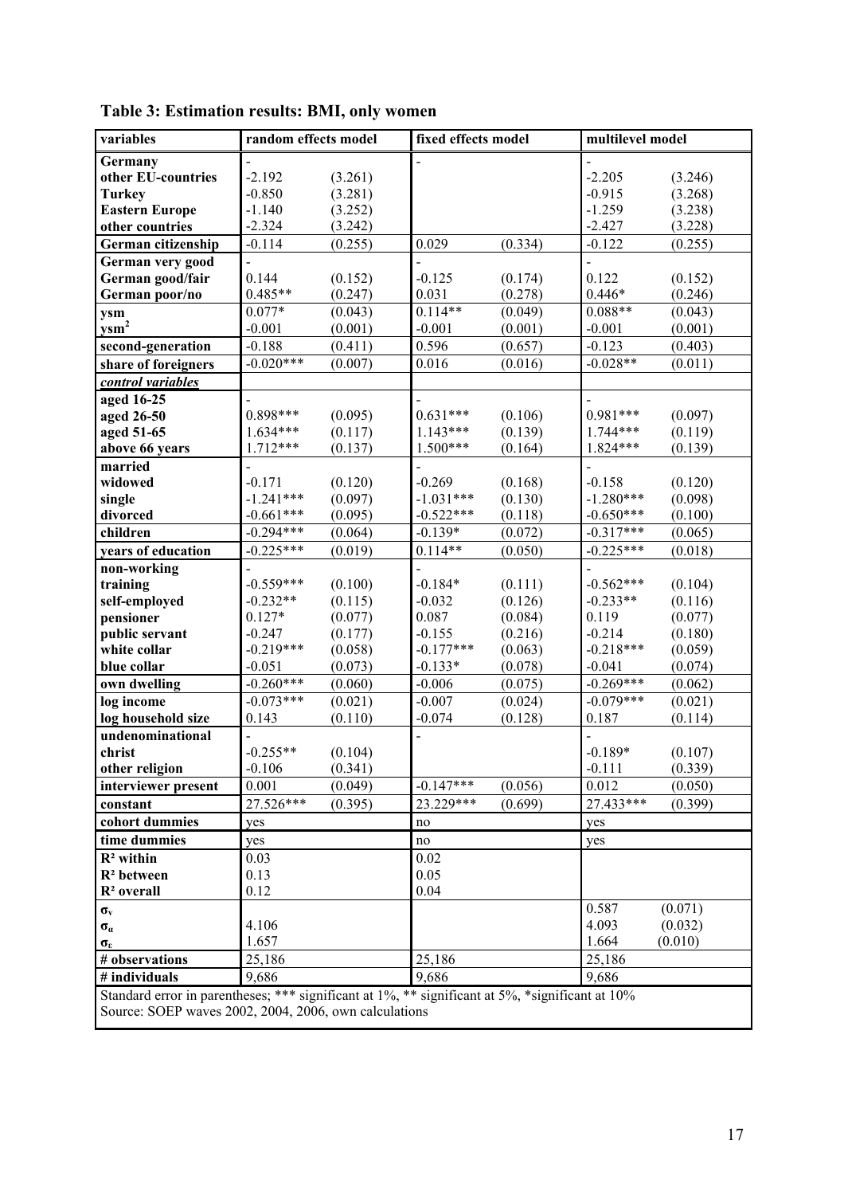**Table 3: Estimation results: BMI, only women**

| variables | random effects model | | fixed effects model | | multilevel model | |
|---|---|---|---|---|---|---|
| **Germany** | - | | - | | - | |
| **other EU-countries** | -2.192 | (3.261) | | | -2.205 | (3.246) |
| **Turkey** | -0.850 | (3.281) | | | -0.915 | (3.268) |
| **Eastern Europe** | -1.140 | (3.252) | | | -1.259 | (3.238) |
| **other countries** | -2.324 | (3.242) | | | -2.427 | (3.228) |
| **German citizenship** | -0.114 | (0.255) | 0.029 | (0.334) | -0.122 | (0.255) |
| **German very good** | - | | - | | - | |
| **German good/fair** | 0.144 | (0.152) | -0.125 | (0.174) | 0.122 | (0.152) |
| **German poor/no** | 0.485** | (0.247) | 0.031 | (0.278) | 0.446* | (0.246) |
| **ysm** | 0.077* | (0.043) | 0.114** | (0.049) | 0.088** | (0.043) |
| **$ysm^2$** | -0.001 | (0.001) | -0.001 | (0.001) | -0.001 | (0.001) |
| **second-generation** | -0.188 | (0.411) | 0.596 | (0.657) | -0.123 | (0.403) |
| **share of foreigners** | -0.020*** | (0.007) | 0.016 | (0.016) | -0.028** | (0.011) |
| ***control variables*** | | | | | | |
| **aged 16-25** | - | | - | | - | |
| **aged 26-50** | 0.898*** | (0.095) | 0.631*** | (0.106) | 0.981*** | (0.097) |
| **aged 51-65** | 1.634*** | (0.117) | 1.143*** | (0.139) | 1.744*** | (0.119) |
| **above 66 years** | 1.712*** | (0.137) | 1.500*** | (0.164) | 1.824*** | (0.139) |
| **married** | - | | - | | - | |
| **widowed** | -0.171 | (0.120) | -0.269 | (0.168) | -0.158 | (0.120) |
| **single** | -1.241*** | (0.097) | -1.031*** | (0.130) | -1.280*** | (0.098) |
| **divorced** | -0.661*** | (0.095) | -0.522*** | (0.118) | -0.650*** | (0.100) |
| **children** | -0.294*** | (0.064) | -0.139* | (0.072) | -0.317*** | (0.065) |
| **years of education** | -0.225*** | (0.019) | 0.114** | (0.050) | -0.225*** | (0.018) |
| **non-working** | - | | - | | - | |
| **training** | -0.559*** | (0.100) | -0.184* | (0.111) | -0.562*** | (0.104) |
| **self-employed** | -0.232** | (0.115) | -0.032 | (0.126) | -0.233** | (0.116) |
| **pensioner** | 0.127* | (0.077) | 0.087 | (0.084) | 0.119 | (0.077) |
| **public servant** | -0.247 | (0.177) | -0.155 | (0.216) | -0.214 | (0.180) |
| **white collar** | -0.219*** | (0.058) | -0.177*** | (0.063) | -0.218*** | (0.059) |
| **blue collar** | -0.051 | (0.073) | -0.133* | (0.078) | -0.041 | (0.074) |
| **own dwelling** | -0.260*** | (0.060) | -0.006 | (0.075) | -0.269*** | (0.062) |
| **log income** | -0.073*** | (0.021) | -0.007 | (0.024) | -0.079*** | (0.021) |
| **log household size** | 0.143 | (0.110) | -0.074 | (0.128) | 0.187 | (0.114) |
| **undenominational** | - | | - | | - | |
| **christ** | -0.255** | (0.104) | | | -0.189* | (0.107) |
| **other religion** | -0.106 | (0.341) | | | -0.111 | (0.339) |
| **interviewer present** | 0.001 | (0.049) | -0.147*** | (0.056) | 0.012 | (0.050) |
| **constant** | 27.526*** | (0.395) | 23.229*** | (0.699) | 27.433*** | (0.399) |
| **cohort dummies** | yes | | no | | yes | |
| **time dummies** | yes | | no | | yes | |
| **$R^2$ within** | 0.03 | | 0.02 | | | |
| **$R^2$ between** | 0.13 | | 0.05 | | | |
| **$R^2$ overall** | 0.12 | | 0.04 | | | |
| **$\sigma_v$** | | | | | 0.587 | (0.071) |
| **$\sigma_\alpha$** | 4.106 | | | | 4.093 | (0.032) |
| **$\sigma_\varepsilon$** | 1.657 | | | | 1.664 | (0.010) |
| **# observations** | 25,186 | | 25,186 | | 25,186 | |
| **# individuals** | 9,686 | | 9,686 | | 9,686 | |

Standard error in parentheses; *** significant at 1%, ** significant at 5%, *significant at 10%
Source: SOEP waves 2002, 2004, 2006, own calculations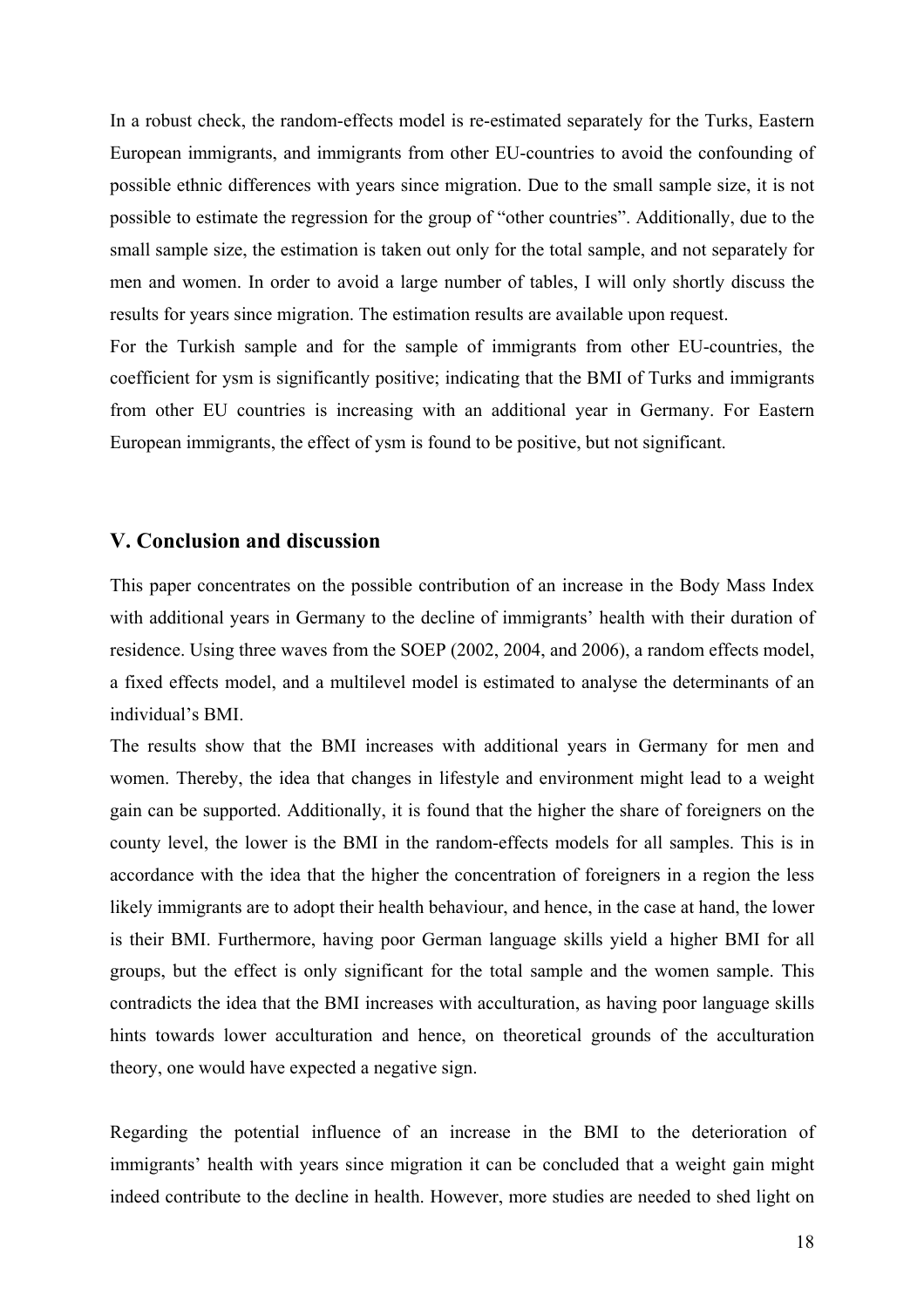In a robust check, the random-effects model is re-estimated separately for the Turks, Eastern European immigrants, and immigrants from other EU-countries to avoid the confounding of possible ethnic differences with years since migration. Due to the small sample size, it is not possible to estimate the regression for the group of "other countries". Additionally, due to the small sample size, the estimation is taken out only for the total sample, and not separately for men and women. In order to avoid a large number of tables, I will only shortly discuss the results for years since migration. The estimation results are available upon request.

For the Turkish sample and for the sample of immigrants from other EU-countries, the coefficient for ysm is significantly positive; indicating that the BMI of Turks and immigrants from other EU countries is increasing with an additional year in Germany. For Eastern European immigrants, the effect of ysm is found to be positive, but not significant.

## V. Conclusion and discussion

This paper concentrates on the possible contribution of an increase in the Body Mass Index with additional years in Germany to the decline of immigrants' health with their duration of residence. Using three waves from the SOEP (2002, 2004, and 2006), a random effects model, a fixed effects model, and a multilevel model is estimated to analyse the determinants of an individual's BMI.

The results show that the BMI increases with additional years in Germany for men and women. Thereby, the idea that changes in lifestyle and environment might lead to a weight gain can be supported. Additionally, it is found that the higher the share of foreigners on the county level, the lower is the BMI in the random-effects models for all samples. This is in accordance with the idea that the higher the concentration of foreigners in a region the less likely immigrants are to adopt their health behaviour, and hence, in the case at hand, the lower is their BMI. Furthermore, having poor German language skills yield a higher BMI for all groups, but the effect is only significant for the total sample and the women sample. This contradicts the idea that the BMI increases with acculturation, as having poor language skills hints towards lower acculturation and hence, on theoretical grounds of the acculturation theory, one would have expected a negative sign.

Regarding the potential influence of an increase in the BMI to the deterioration of immigrants' health with years since migration it can be concluded that a weight gain might indeed contribute to the decline in health. However, more studies are needed to shed light on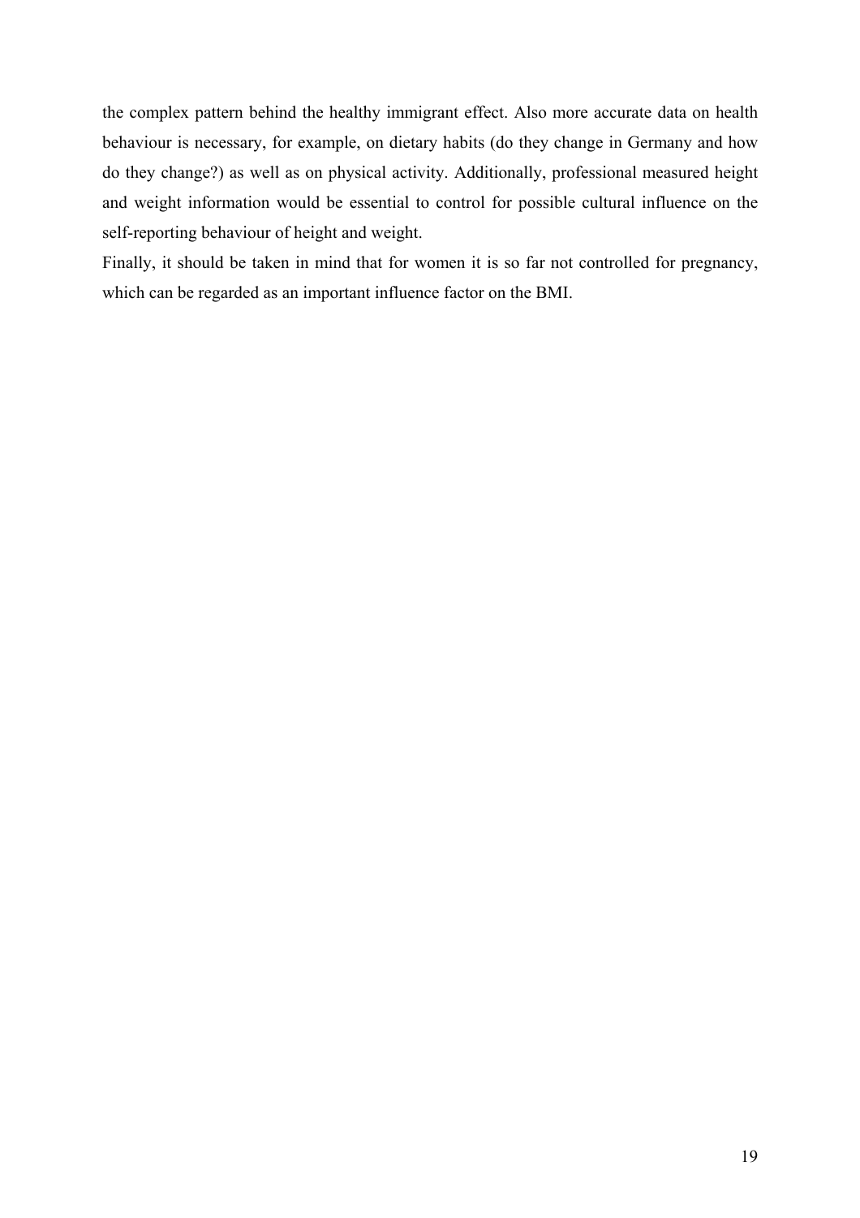the complex pattern behind the healthy immigrant effect. Also more accurate data on health behaviour is necessary, for example, on dietary habits (do they change in Germany and how do they change?) as well as on physical activity. Additionally, professional measured height and weight information would be essential to control for possible cultural influence on the self-reporting behaviour of height and weight.

Finally, it should be taken in mind that for women it is so far not controlled for pregnancy, which can be regarded as an important influence factor on the BMI.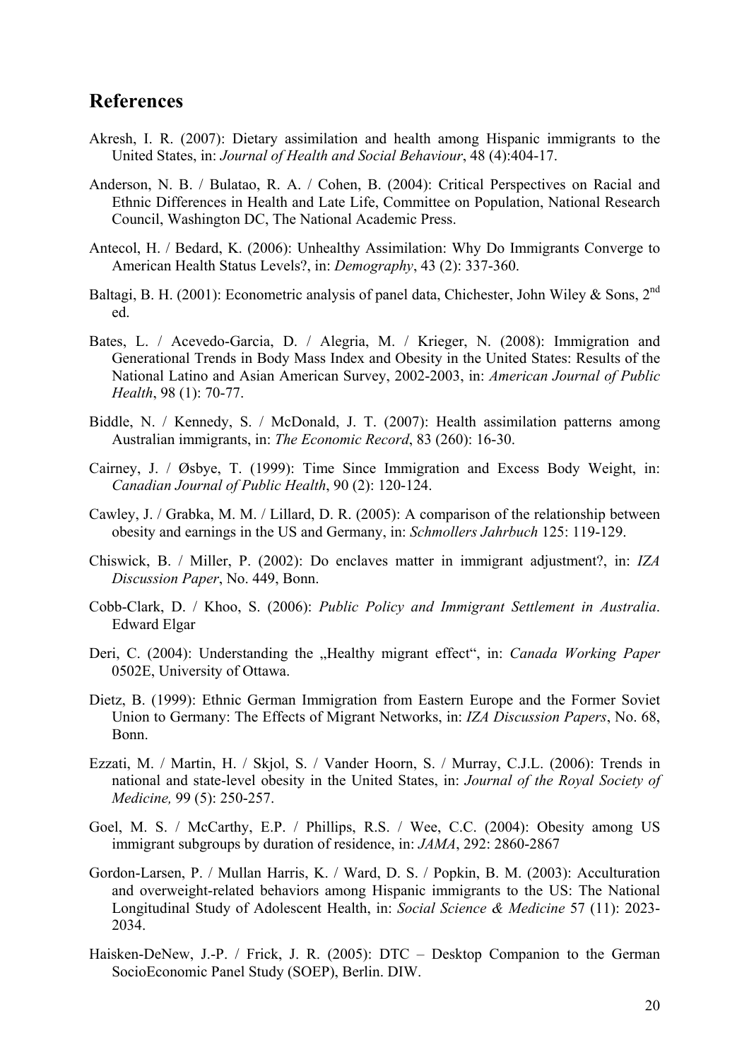## References

Akresh, I. R. (2007): Dietary assimilation and health among Hispanic immigrants to the United States, in: *Journal of Health and Social Behaviour*, 48 (4):404-17.

Anderson, N. B. / Bulatao, R. A. / Cohen, B. (2004): Critical Perspectives on Racial and Ethnic Differences in Health and Late Life, Committee on Population, National Research Council, Washington DC, The National Academic Press.

Antecol, H. / Bedard, K. (2006): Unhealthy Assimilation: Why Do Immigrants Converge to American Health Status Levels?, in: *Demography*, 43 (2): 337-360.

Baltagi, B. H. (2001): Econometric analysis of panel data, Chichester, John Wiley & Sons, 2nd ed.

Bates, L. / Acevedo-Garcia, D. / Alegria, M. / Krieger, N. (2008): Immigration and Generational Trends in Body Mass Index and Obesity in the United States: Results of the National Latino and Asian American Survey, 2002-2003, in: *American Journal of Public Health*, 98 (1): 70-77.

Biddle, N. / Kennedy, S. / McDonald, J. T. (2007): Health assimilation patterns among Australian immigrants, in: *The Economic Record*, 83 (260): 16-30.

Cairney, J. / Øsbye, T. (1999): Time Since Immigration and Excess Body Weight, in: *Canadian Journal of Public Health*, 90 (2): 120-124.

Cawley, J. / Grabka, M. M. / Lillard, D. R. (2005): A comparison of the relationship between obesity and earnings in the US and Germany, in: *Schmollers Jahrbuch* 125: 119-129.

Chiswick, B. / Miller, P. (2002): Do enclaves matter in immigrant adjustment?, in: *IZA Discussion Paper*, No. 449, Bonn.

Cobb-Clark, D. / Khoo, S. (2006): *Public Policy and Immigrant Settlement in Australia*. Edward Elgar

Deri, C. (2004): Understanding the „Healthy migrant effect“, in: *Canada Working Paper* 0502E, University of Ottawa.

Dietz, B. (1999): Ethnic German Immigration from Eastern Europe and the Former Soviet Union to Germany: The Effects of Migrant Networks, in: *IZA Discussion Papers*, No. 68, Bonn.

Ezzati, M. / Martin, H. / Skjol, S. / Vander Hoorn, S. / Murray, C.J.L. (2006): Trends in national and state-level obesity in the United States, in: *Journal of the Royal Society of Medicine,* 99 (5): 250-257.

Goel, M. S. / McCarthy, E.P. / Phillips, R.S. / Wee, C.C. (2004): Obesity among US immigrant subgroups by duration of residence, in: *JAMA*, 292: 2860-2867

Gordon-Larsen, P. / Mullan Harris, K. / Ward, D. S. / Popkin, B. M. (2003): Acculturation and overweight-related behaviors among Hispanic immigrants to the US: The National Longitudinal Study of Adolescent Health, in: *Social Science & Medicine* 57 (11): 2023-2034.

Haisken-DeNew, J.-P. / Frick, J. R. (2005): DTC – Desktop Companion to the German SocioEconomic Panel Study (SOEP), Berlin. DIW.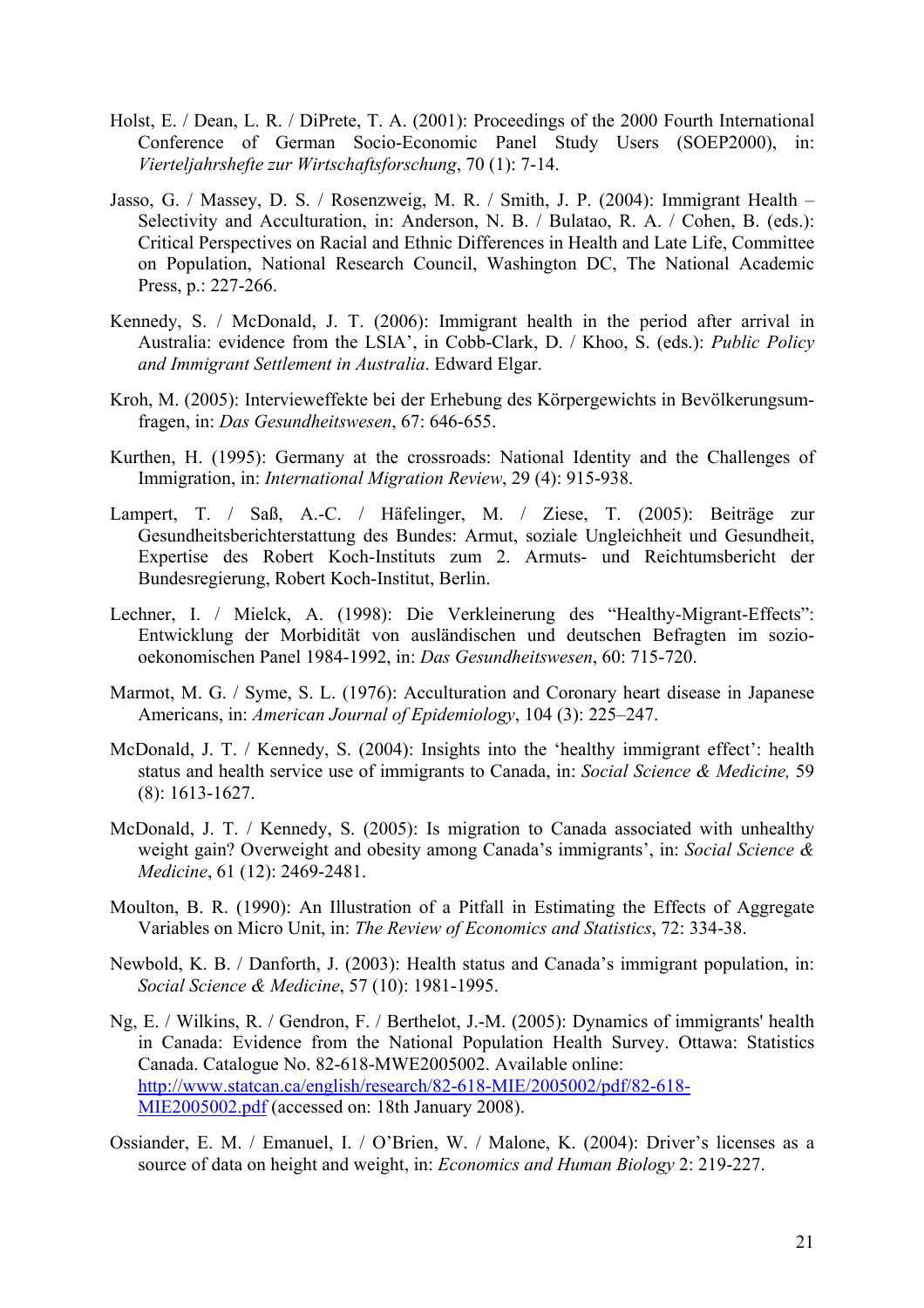Holst, E. / Dean, L. R. / DiPrete, T. A. (2001): Proceedings of the 2000 Fourth International Conference of German Socio-Economic Panel Study Users (SOEP2000), in: *Vierteljahrshefte zur Wirtschaftsforschung*, 70 (1): 7-14.

Jasso, G. / Massey, D. S. / Rosenzweig, M. R. / Smith, J. P. (2004): Immigrant Health – Selectivity and Acculturation, in: Anderson, N. B. / Bulatao, R. A. / Cohen, B. (eds.): Critical Perspectives on Racial and Ethnic Differences in Health and Late Life, Committee on Population, National Research Council, Washington DC, The National Academic Press, p.: 227-266.

Kennedy, S. / McDonald, J. T. (2006): Immigrant health in the period after arrival in Australia: evidence from the LSIA', in Cobb-Clark, D. / Khoo, S. (eds.): *Public Policy and Immigrant Settlement in Australia*. Edward Elgar.

Kroh, M. (2005): Intervieweffekte bei der Erhebung des Körpergewichts in Bevölkerungsumfragen, in: *Das Gesundheitswesen*, 67: 646-655.

Kurthen, H. (1995): Germany at the crossroads: National Identity and the Challenges of Immigration, in: *International Migration Review*, 29 (4): 915-938.

Lampert, T. / Saß, A.-C. / Häfelinger, M. / Ziese, T. (2005): Beiträge zur Gesundheitsberichterstattung des Bundes: Armut, soziale Ungleichheit und Gesundheit, Expertise des Robert Koch-Instituts zum 2. Armuts- und Reichtumsbericht der Bundesregierung, Robert Koch-Institut, Berlin.

Lechner, I. / Mielck, A. (1998): Die Verkleinerung des "Healthy-Migrant-Effects": Entwicklung der Morbidität von ausländischen und deutschen Befragten im sozio-oekonomischen Panel 1984-1992, in: *Das Gesundheitswesen*, 60: 715-720.

Marmot, M. G. / Syme, S. L. (1976): Acculturation and Coronary heart disease in Japanese Americans, in: *American Journal of Epidemiology*, 104 (3): 225–247.

McDonald, J. T. / Kennedy, S. (2004): Insights into the 'healthy immigrant effect': health status and health service use of immigrants to Canada, in: *Social Science & Medicine,* 59 (8): 1613-1627.

McDonald, J. T. / Kennedy, S. (2005): Is migration to Canada associated with unhealthy weight gain? Overweight and obesity among Canada's immigrants', in: *Social Science & Medicine*, 61 (12): 2469-2481.

Moulton, B. R. (1990): An Illustration of a Pitfall in Estimating the Effects of Aggregate Variables on Micro Unit, in: *The Review of Economics and Statistics*, 72: 334-38.

Newbold, K. B. / Danforth, J. (2003): Health status and Canada's immigrant population, in: *Social Science & Medicine*, 57 (10): 1981-1995.

Ng, E. / Wilkins, R. / Gendron, F. / Berthelot, J.-M. (2005): Dynamics of immigrants' health in Canada: Evidence from the National Population Health Survey. Ottawa: Statistics Canada. Catalogue No. 82-618-MWE2005002. Available online: http://www.statcan.ca/english/research/82-618-MIE/2005002/pdf/82-618-MIE2005002.pdf (accessed on: 18th January 2008).

Ossiander, E. M. / Emanuel, I. / O'Brien, W. / Malone, K. (2004): Driver's licenses as a source of data on height and weight, in: *Economics and Human Biology* 2: 219-227.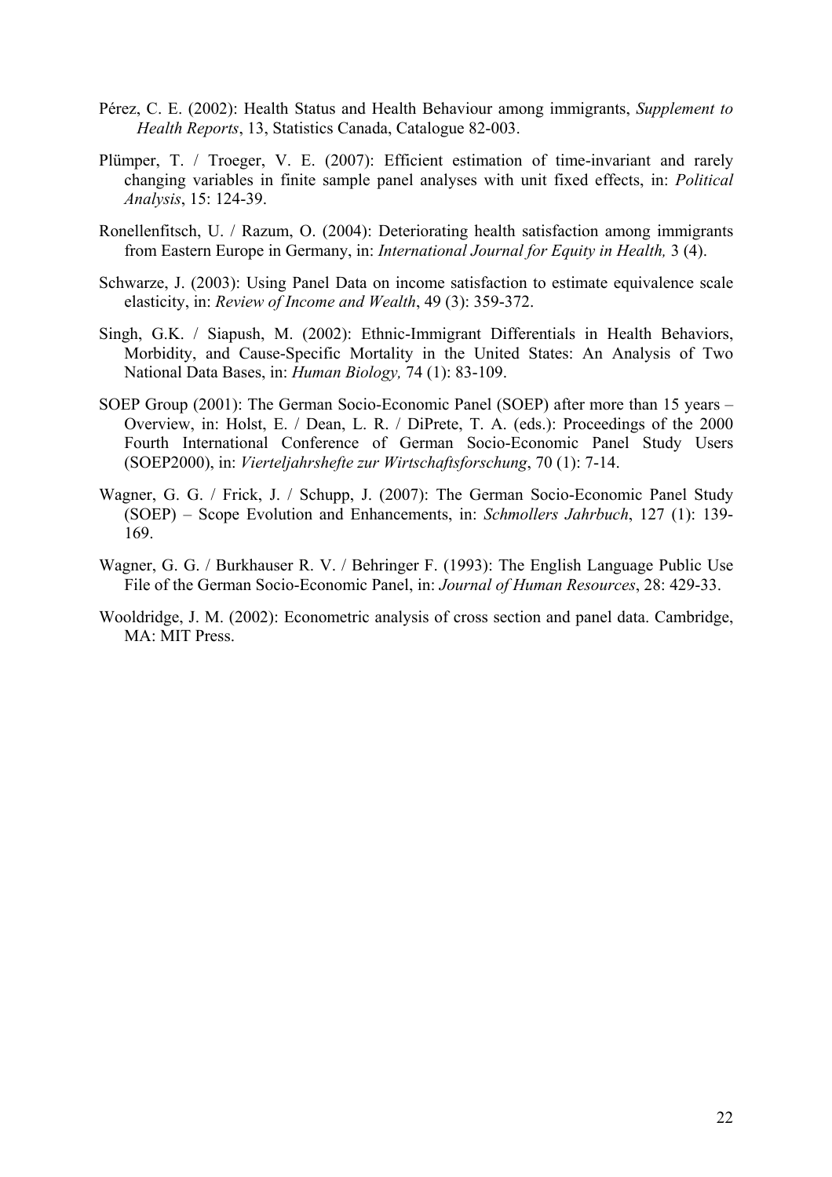Pérez, C. E. (2002): Health Status and Health Behaviour among immigrants, *Supplement to Health Reports*, 13, Statistics Canada, Catalogue 82-003.

Plümper, T. / Troeger, V. E. (2007): Efficient estimation of time-invariant and rarely changing variables in finite sample panel analyses with unit fixed effects, in: *Political Analysis*, 15: 124-39.

Ronellenfitsch, U. / Razum, O. (2004): Deteriorating health satisfaction among immigrants from Eastern Europe in Germany, in: *International Journal for Equity in Health,* 3 (4).

Schwarze, J. (2003): Using Panel Data on income satisfaction to estimate equivalence scale elasticity, in: *Review of Income and Wealth*, 49 (3): 359-372.

Singh, G.K. / Siapush, M. (2002): Ethnic-Immigrant Differentials in Health Behaviors, Morbidity, and Cause-Specific Mortality in the United States: An Analysis of Two National Data Bases, in: *Human Biology,* 74 (1): 83-109.

SOEP Group (2001): The German Socio-Economic Panel (SOEP) after more than 15 years – Overview, in: Holst, E. / Dean, L. R. / DiPrete, T. A. (eds.): Proceedings of the 2000 Fourth International Conference of German Socio-Economic Panel Study Users (SOEP2000), in: *Vierteljahrshefte zur Wirtschaftsforschung*, 70 (1): 7-14.

Wagner, G. G. / Frick, J. / Schupp, J. (2007): The German Socio-Economic Panel Study (SOEP) – Scope Evolution and Enhancements, in: *Schmollers Jahrbuch*, 127 (1): 139-169.

Wagner, G. G. / Burkhauser R. V. / Behringer F. (1993): The English Language Public Use File of the German Socio-Economic Panel, in: *Journal of Human Resources*, 28: 429-33.

Wooldridge, J. M. (2002): Econometric analysis of cross section and panel data. Cambridge, MA: MIT Press.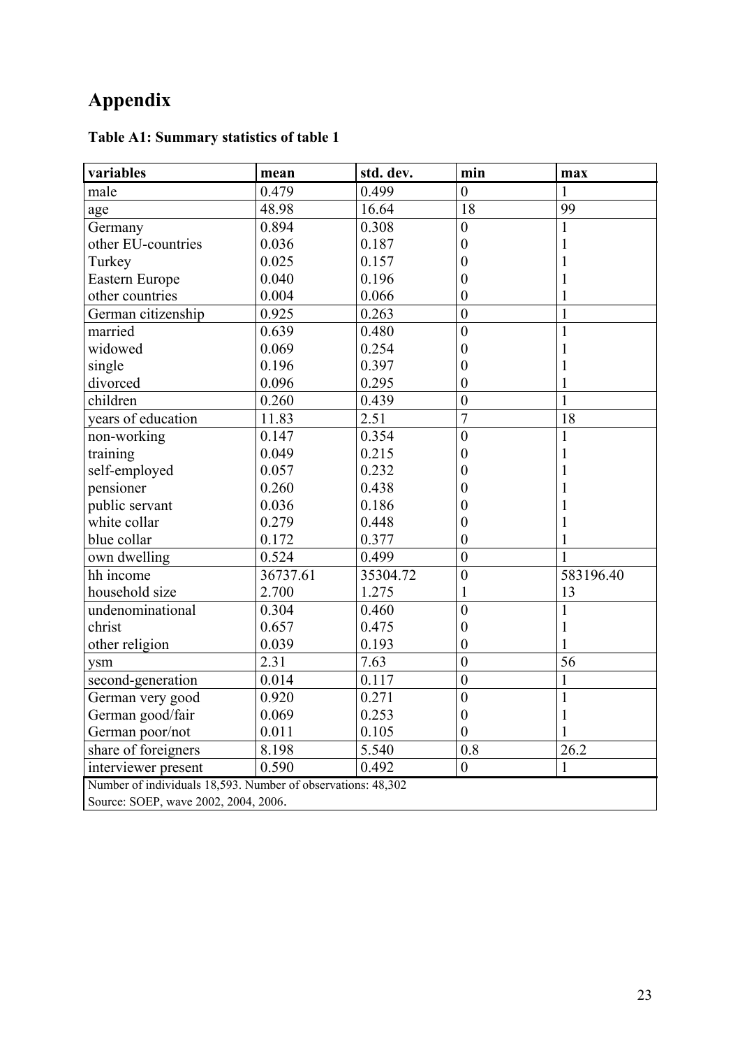# Appendix

**Table A1: Summary statistics of table 1**

| variables | mean | std. dev. | min | max |
|---|---|---|---|---|
| male | 0.479 | 0.499 | 0 | 1 |
| age | 48.98 | 16.64 | 18 | 99 |
| Germany | 0.894 | 0.308 | 0 | 1 |
| other EU-countries | 0.036 | 0.187 | 0 | 1 |
| Turkey | 0.025 | 0.157 | 0 | 1 |
| Eastern Europe | 0.040 | 0.196 | 0 | 1 |
| other countries | 0.004 | 0.066 | 0 | 1 |
| German citizenship | 0.925 | 0.263 | 0 | 1 |
| married | 0.639 | 0.480 | 0 | 1 |
| widowed | 0.069 | 0.254 | 0 | 1 |
| single | 0.196 | 0.397 | 0 | 1 |
| divorced | 0.096 | 0.295 | 0 | 1 |
| children | 0.260 | 0.439 | 0 | 1 |
| years of education | 11.83 | 2.51 | 7 | 18 |
| non-working | 0.147 | 0.354 | 0 | 1 |
| training | 0.049 | 0.215 | 0 | 1 |
| self-employed | 0.057 | 0.232 | 0 | 1 |
| pensioner | 0.260 | 0.438 | 0 | 1 |
| public servant | 0.036 | 0.186 | 0 | 1 |
| white collar | 0.279 | 0.448 | 0 | 1 |
| blue collar | 0.172 | 0.377 | 0 | 1 |
| own dwelling | 0.524 | 0.499 | 0 | 1 |
| hh income | 36737.61 | 35304.72 | 0 | 583196.40 |
| household size | 2.700 | 1.275 | 1 | 13 |
| undenominational | 0.304 | 0.460 | 0 | 1 |
| christ | 0.657 | 0.475 | 0 | 1 |
| other religion | 0.039 | 0.193 | 0 | 1 |
| ysm | 2.31 | 7.63 | 0 | 56 |
| second-generation | 0.014 | 0.117 | 0 | 1 |
| German very good | 0.920 | 0.271 | 0 | 1 |
| German good/fair | 0.069 | 0.253 | 0 | 1 |
| German poor/not | 0.011 | 0.105 | 0 | 1 |
| share of foreigners | 8.198 | 5.540 | 0.8 | 26.2 |
| interviewer present | 0.590 | 0.492 | 0 | 1 |

Number of individuals 18,593. Number of observations: 48,302

Source: SOEP, wave 2002, 2004, 2006.